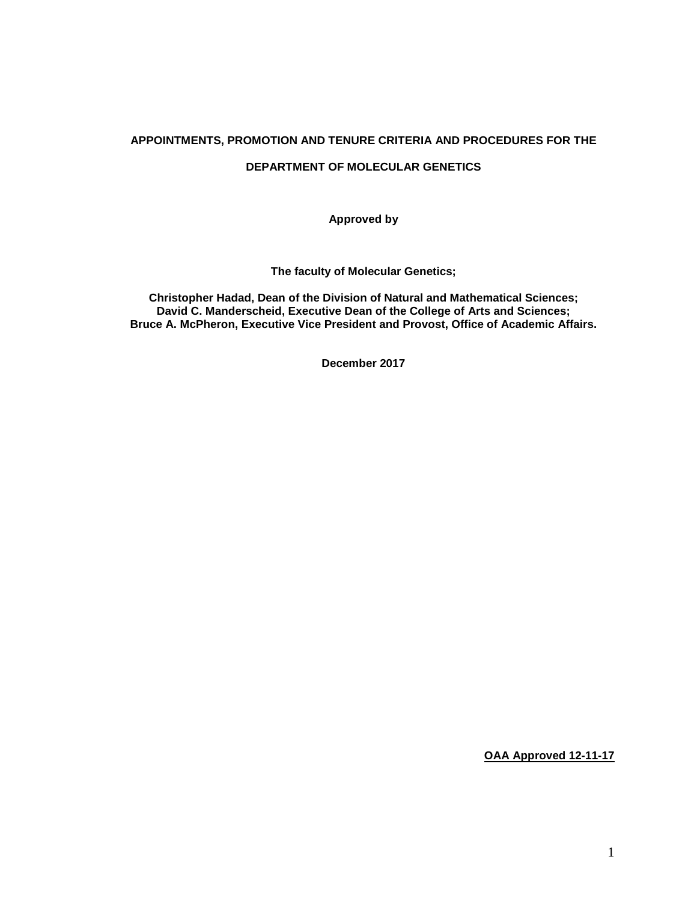# APPOINTMENTS, PROMOTION AND TENURE CRITERIA AND PROCEDURES FOR THE DEPARTMENT OF MOLECULAR GENETICS

**Approved by**

**The faculty of Molecular Genetics;**

**Christopher Hadad, Dean of the Division of Natural and Mathematical Sciences;**
**David C. Manderscheid, Executive Dean of the College of Arts and Sciences;**
**Bruce A. McPheron, Executive Vice President and Provost, Office of Academic Affairs.**

**December 2017**

**OAA Approved 12-11-17**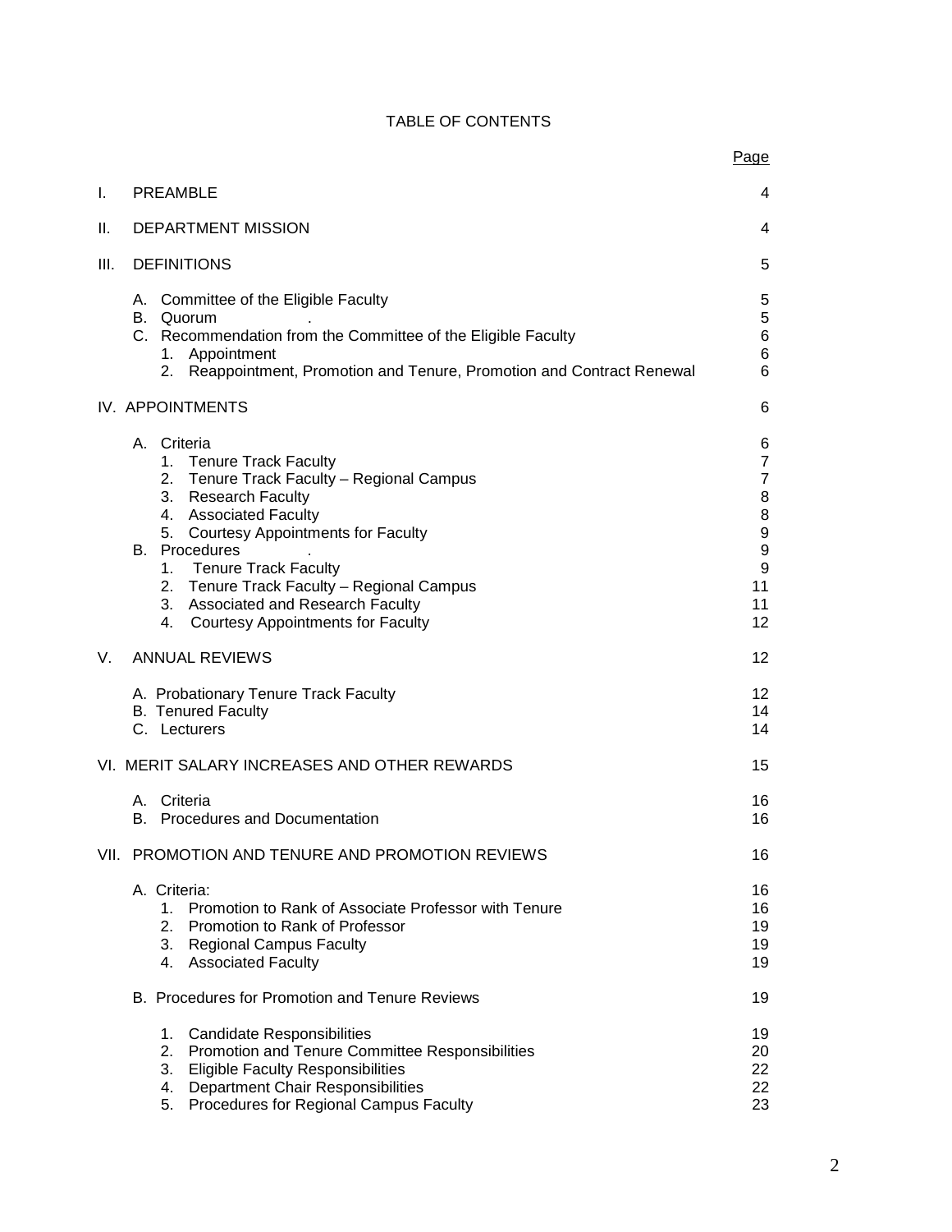# TABLE OF CONTENTS

| | Page |
|---|---|
| I. PREAMBLE | 4 |
| II. DEPARTMENT MISSION | 4 |
| III. DEFINITIONS | 5 |
| A. Committee of the Eligible Faculty | 5 |
| B. Quorum | 5 |
| C. Recommendation from the Committee of the Eligible Faculty | 6 |
| 1. Appointment | 6 |
| 2. Reappointment, Promotion and Tenure, Promotion and Contract Renewal | 6 |
| IV. APPOINTMENTS | 6 |
| A. Criteria | 6 |
| 1. Tenure Track Faculty | 7 |
| 2. Tenure Track Faculty – Regional Campus | 7 |
| 3. Research Faculty | 8 |
| 4. Associated Faculty | 8 |
| 5. Courtesy Appointments for Faculty | 9 |
| B. Procedures | 9 |
| 1. Tenure Track Faculty | 9 |
| 2. Tenure Track Faculty – Regional Campus | 11 |
| 3. Associated and Research Faculty | 11 |
| 4. Courtesy Appointments for Faculty | 12 |
| V. ANNUAL REVIEWS | 12 |
| A. Probationary Tenure Track Faculty | 12 |
| B. Tenured Faculty | 14 |
| C. Lecturers | 14 |
| VI. MERIT SALARY INCREASES AND OTHER REWARDS | 15 |
| A. Criteria | 16 |
| B. Procedures and Documentation | 16 |
| VII. PROMOTION AND TENURE AND PROMOTION REVIEWS | 16 |
| A. Criteria: | 16 |
| 1. Promotion to Rank of Associate Professor with Tenure | 16 |
| 2. Promotion to Rank of Professor | 19 |
| 3. Regional Campus Faculty | 19 |
| 4. Associated Faculty | 19 |
| B. Procedures for Promotion and Tenure Reviews | 19 |
| 1. Candidate Responsibilities | 19 |
| 2. Promotion and Tenure Committee Responsibilities | 20 |
| 3. Eligible Faculty Responsibilities | 22 |
| 4. Department Chair Responsibilities | 22 |
| 5. Procedures for Regional Campus Faculty | 23 |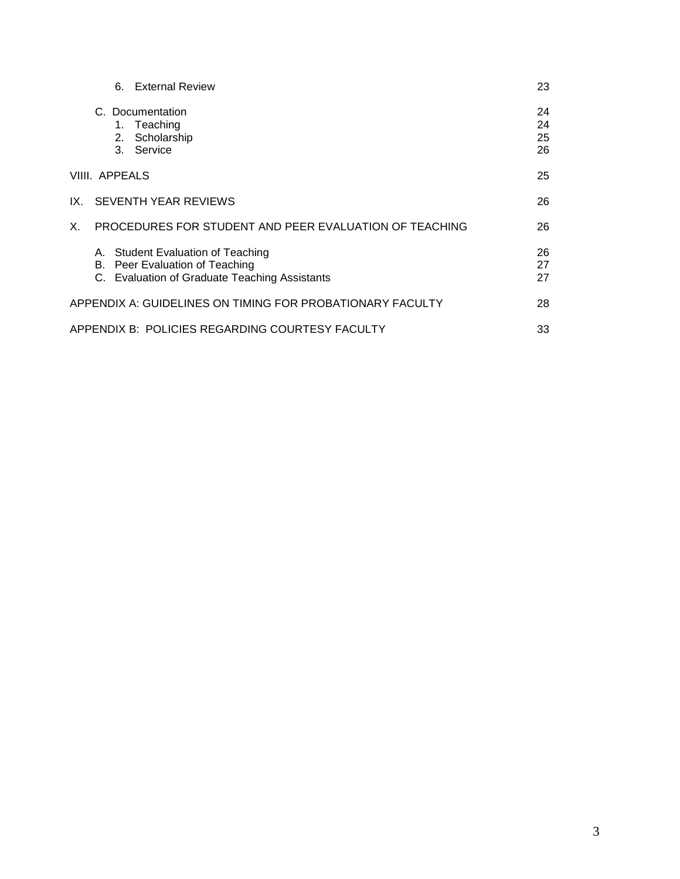6. External Review 23

C. Documentation 24
1. Teaching 24
2. Scholarship 25
3. Service 26

VIIII. APPEALS 25

IX. SEVENTH YEAR REVIEWS 26

X. PROCEDURES FOR STUDENT AND PEER EVALUATION OF TEACHING 26

A. Student Evaluation of Teaching 26
B. Peer Evaluation of Teaching 27
C. Evaluation of Graduate Teaching Assistants 27

APPENDIX A: GUIDELINES ON TIMING FOR PROBATIONARY FACULTY 28

APPENDIX B: POLICIES REGARDING COURTESY FACULTY 33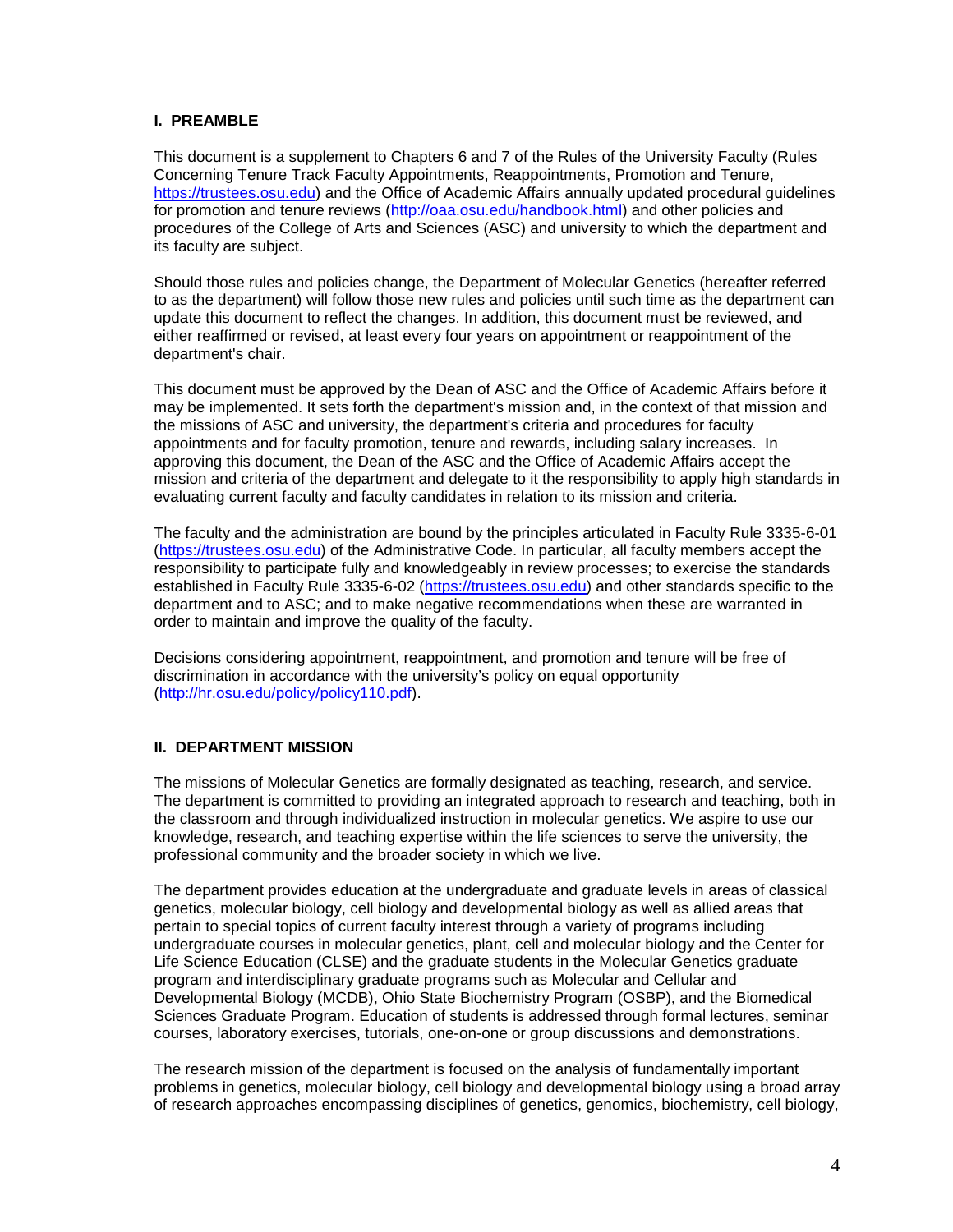## I. PREAMBLE

This document is a supplement to Chapters 6 and 7 of the Rules of the University Faculty (Rules Concerning Tenure Track Faculty Appointments, Reappointments, Promotion and Tenure, https://trustees.osu.edu) and the Office of Academic Affairs annually updated procedural guidelines for promotion and tenure reviews (http://oaa.osu.edu/handbook.html) and other policies and procedures of the College of Arts and Sciences (ASC) and university to which the department and its faculty are subject.

Should those rules and policies change, the Department of Molecular Genetics (hereafter referred to as the department) will follow those new rules and policies until such time as the department can update this document to reflect the changes. In addition, this document must be reviewed, and either reaffirmed or revised, at least every four years on appointment or reappointment of the department's chair.

This document must be approved by the Dean of ASC and the Office of Academic Affairs before it may be implemented. It sets forth the department's mission and, in the context of that mission and the missions of ASC and university, the department's criteria and procedures for faculty appointments and for faculty promotion, tenure and rewards, including salary increases. In approving this document, the Dean of the ASC and the Office of Academic Affairs accept the mission and criteria of the department and delegate to it the responsibility to apply high standards in evaluating current faculty and faculty candidates in relation to its mission and criteria.

The faculty and the administration are bound by the principles articulated in Faculty Rule 3335-6-01 (https://trustees.osu.edu) of the Administrative Code. In particular, all faculty members accept the responsibility to participate fully and knowledgeably in review processes; to exercise the standards established in Faculty Rule 3335-6-02 (https://trustees.osu.edu) and other standards specific to the department and to ASC; and to make negative recommendations when these are warranted in order to maintain and improve the quality of the faculty.

Decisions considering appointment, reappointment, and promotion and tenure will be free of discrimination in accordance with the university's policy on equal opportunity (http://hr.osu.edu/policy/policy110.pdf).

## II. DEPARTMENT MISSION

The missions of Molecular Genetics are formally designated as teaching, research, and service. The department is committed to providing an integrated approach to research and teaching, both in the classroom and through individualized instruction in molecular genetics. We aspire to use our knowledge, research, and teaching expertise within the life sciences to serve the university, the professional community and the broader society in which we live.

The department provides education at the undergraduate and graduate levels in areas of classical genetics, molecular biology, cell biology and developmental biology as well as allied areas that pertain to special topics of current faculty interest through a variety of programs including undergraduate courses in molecular genetics, plant, cell and molecular biology and the Center for Life Science Education (CLSE) and the graduate students in the Molecular Genetics graduate program and interdisciplinary graduate programs such as Molecular and Cellular and Developmental Biology (MCDB), Ohio State Biochemistry Program (OSBP), and the Biomedical Sciences Graduate Program. Education of students is addressed through formal lectures, seminar courses, laboratory exercises, tutorials, one-on-one or group discussions and demonstrations.

The research mission of the department is focused on the analysis of fundamentally important problems in genetics, molecular biology, cell biology and developmental biology using a broad array of research approaches encompassing disciplines of genetics, genomics, biochemistry, cell biology,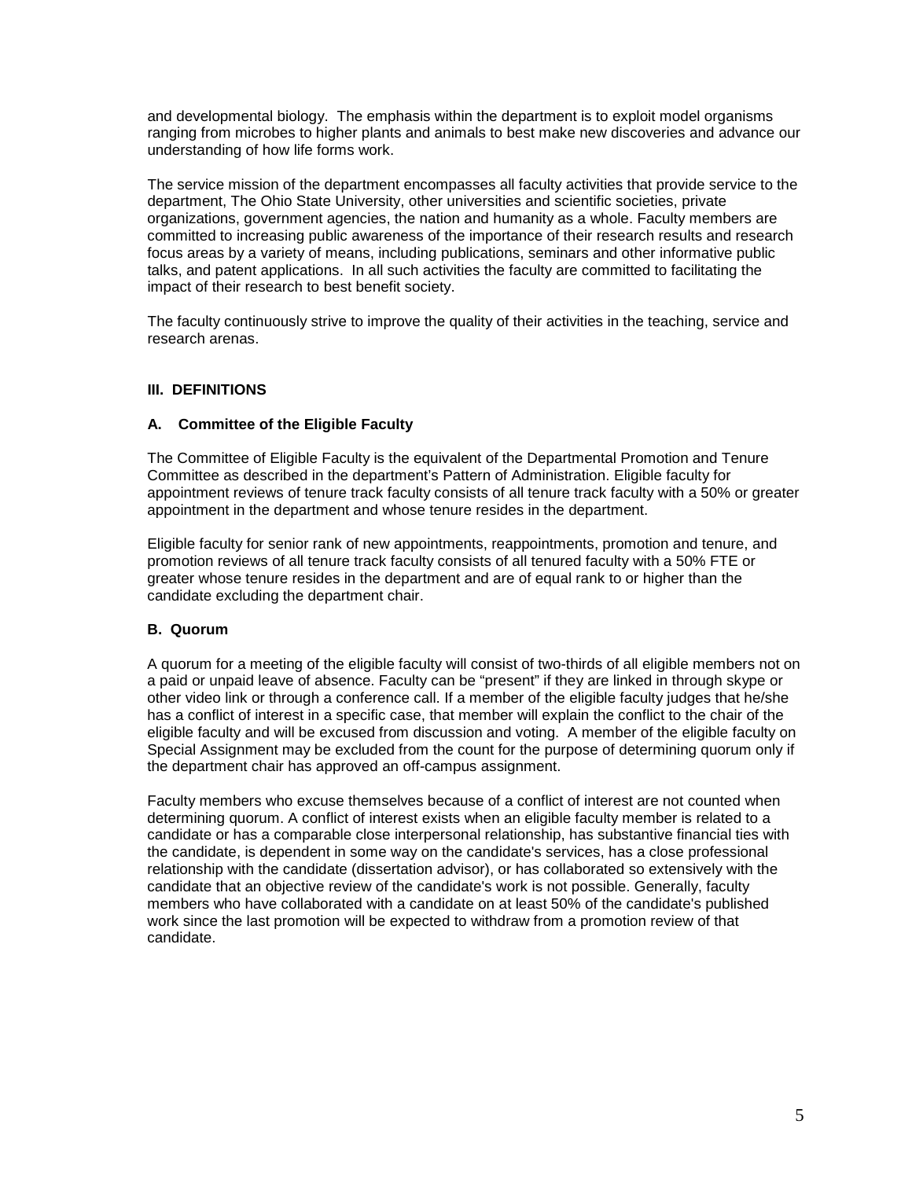and developmental biology. The emphasis within the department is to exploit model organisms ranging from microbes to higher plants and animals to best make new discoveries and advance our understanding of how life forms work.

The service mission of the department encompasses all faculty activities that provide service to the department, The Ohio State University, other universities and scientific societies, private organizations, government agencies, the nation and humanity as a whole. Faculty members are committed to increasing public awareness of the importance of their research results and research focus areas by a variety of means, including publications, seminars and other informative public talks, and patent applications. In all such activities the faculty are committed to facilitating the impact of their research to best benefit society.

The faculty continuously strive to improve the quality of their activities in the teaching, service and research arenas.

## III. DEFINITIONS

### A. Committee of the Eligible Faculty

The Committee of Eligible Faculty is the equivalent of the Departmental Promotion and Tenure Committee as described in the department's Pattern of Administration. Eligible faculty for appointment reviews of tenure track faculty consists of all tenure track faculty with a 50% or greater appointment in the department and whose tenure resides in the department.

Eligible faculty for senior rank of new appointments, reappointments, promotion and tenure, and promotion reviews of all tenure track faculty consists of all tenured faculty with a 50% FTE or greater whose tenure resides in the department and are of equal rank to or higher than the candidate excluding the department chair.

### B. Quorum

A quorum for a meeting of the eligible faculty will consist of two-thirds of all eligible members not on a paid or unpaid leave of absence. Faculty can be "present" if they are linked in through skype or other video link or through a conference call. If a member of the eligible faculty judges that he/she has a conflict of interest in a specific case, that member will explain the conflict to the chair of the eligible faculty and will be excused from discussion and voting. A member of the eligible faculty on Special Assignment may be excluded from the count for the purpose of determining quorum only if the department chair has approved an off-campus assignment.

Faculty members who excuse themselves because of a conflict of interest are not counted when determining quorum. A conflict of interest exists when an eligible faculty member is related to a candidate or has a comparable close interpersonal relationship, has substantive financial ties with the candidate, is dependent in some way on the candidate's services, has a close professional relationship with the candidate (dissertation advisor), or has collaborated so extensively with the candidate that an objective review of the candidate's work is not possible. Generally, faculty members who have collaborated with a candidate on at least 50% of the candidate's published work since the last promotion will be expected to withdraw from a promotion review of that candidate.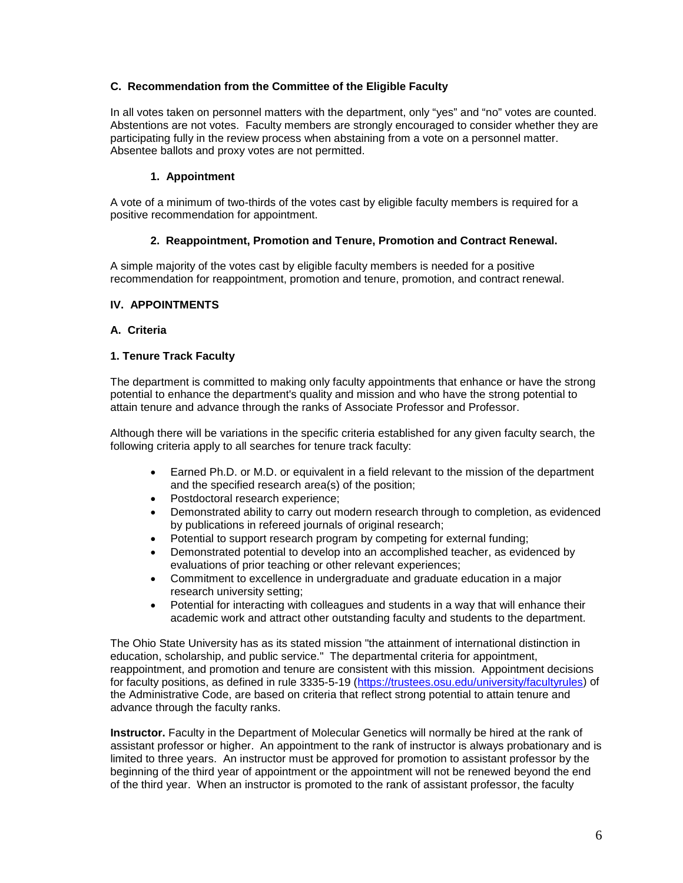### C. Recommendation from the Committee of the Eligible Faculty

In all votes taken on personnel matters with the department, only "yes" and "no" votes are counted. Abstentions are not votes. Faculty members are strongly encouraged to consider whether they are participating fully in the review process when abstaining from a vote on a personnel matter. Absentee ballots and proxy votes are not permitted.

#### 1. Appointment

A vote of a minimum of two-thirds of the votes cast by eligible faculty members is required for a positive recommendation for appointment.

#### 2. Reappointment, Promotion and Tenure, Promotion and Contract Renewal.

A simple majority of the votes cast by eligible faculty members is needed for a positive recommendation for reappointment, promotion and tenure, promotion, and contract renewal.

## IV. APPOINTMENTS

### A. Criteria

#### 1. Tenure Track Faculty

The department is committed to making only faculty appointments that enhance or have the strong potential to enhance the department's quality and mission and who have the strong potential to attain tenure and advance through the ranks of Associate Professor and Professor.

Although there will be variations in the specific criteria established for any given faculty search, the following criteria apply to all searches for tenure track faculty:

- Earned Ph.D. or M.D. or equivalent in a field relevant to the mission of the department and the specified research area(s) of the position;
- Postdoctoral research experience;
- Demonstrated ability to carry out modern research through to completion, as evidenced by publications in refereed journals of original research;
- Potential to support research program by competing for external funding;
- Demonstrated potential to develop into an accomplished teacher, as evidenced by evaluations of prior teaching or other relevant experiences;
- Commitment to excellence in undergraduate and graduate education in a major research university setting;
- Potential for interacting with colleagues and students in a way that will enhance their academic work and attract other outstanding faculty and students to the department.

The Ohio State University has as its stated mission "the attainment of international distinction in education, scholarship, and public service." The departmental criteria for appointment, reappointment, and promotion and tenure are consistent with this mission. Appointment decisions for faculty positions, as defined in rule 3335-5-19 (https://trustees.osu.edu/university/facultyrules) of the Administrative Code, are based on criteria that reflect strong potential to attain tenure and advance through the faculty ranks.

**Instructor.** Faculty in the Department of Molecular Genetics will normally be hired at the rank of assistant professor or higher. An appointment to the rank of instructor is always probationary and is limited to three years. An instructor must be approved for promotion to assistant professor by the beginning of the third year of appointment or the appointment will not be renewed beyond the end of the third year. When an instructor is promoted to the rank of assistant professor, the faculty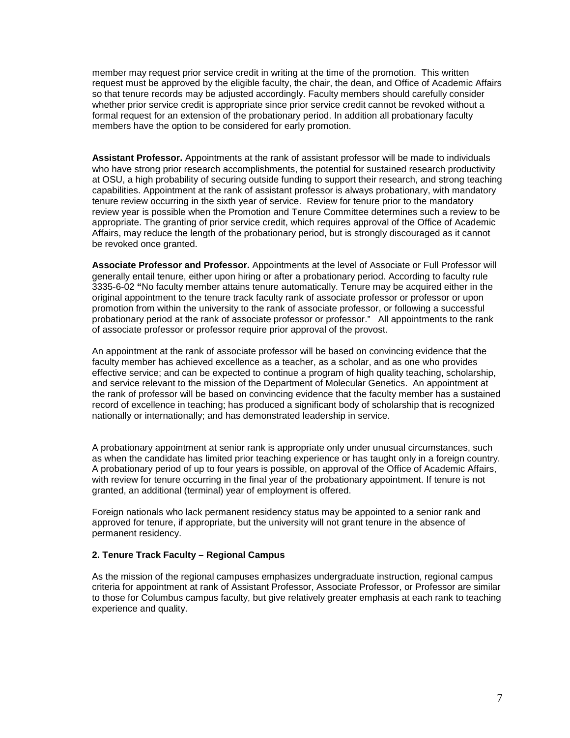member may request prior service credit in writing at the time of the promotion. This written request must be approved by the eligible faculty, the chair, the dean, and Office of Academic Affairs so that tenure records may be adjusted accordingly. Faculty members should carefully consider whether prior service credit is appropriate since prior service credit cannot be revoked without a formal request for an extension of the probationary period. In addition all probationary faculty members have the option to be considered for early promotion.

**Assistant Professor.** Appointments at the rank of assistant professor will be made to individuals who have strong prior research accomplishments, the potential for sustained research productivity at OSU, a high probability of securing outside funding to support their research, and strong teaching capabilities. Appointment at the rank of assistant professor is always probationary, with mandatory tenure review occurring in the sixth year of service. Review for tenure prior to the mandatory review year is possible when the Promotion and Tenure Committee determines such a review to be appropriate. The granting of prior service credit, which requires approval of the Office of Academic Affairs, may reduce the length of the probationary period, but is strongly discouraged as it cannot be revoked once granted.

**Associate Professor and Professor.** Appointments at the level of Associate or Full Professor will generally entail tenure, either upon hiring or after a probationary period. According to faculty rule 3335-6-02 **"**No faculty member attains tenure automatically. Tenure may be acquired either in the original appointment to the tenure track faculty rank of associate professor or professor or upon promotion from within the university to the rank of associate professor, or following a successful probationary period at the rank of associate professor or professor." All appointments to the rank of associate professor or professor require prior approval of the provost.

An appointment at the rank of associate professor will be based on convincing evidence that the faculty member has achieved excellence as a teacher, as a scholar, and as one who provides effective service; and can be expected to continue a program of high quality teaching, scholarship, and service relevant to the mission of the Department of Molecular Genetics. An appointment at the rank of professor will be based on convincing evidence that the faculty member has a sustained record of excellence in teaching; has produced a significant body of scholarship that is recognized nationally or internationally; and has demonstrated leadership in service.

A probationary appointment at senior rank is appropriate only under unusual circumstances, such as when the candidate has limited prior teaching experience or has taught only in a foreign country. A probationary period of up to four years is possible, on approval of the Office of Academic Affairs, with review for tenure occurring in the final year of the probationary appointment. If tenure is not granted, an additional (terminal) year of employment is offered.

Foreign nationals who lack permanent residency status may be appointed to a senior rank and approved for tenure, if appropriate, but the university will not grant tenure in the absence of permanent residency.

**2. Tenure Track Faculty – Regional Campus**

As the mission of the regional campuses emphasizes undergraduate instruction, regional campus criteria for appointment at rank of Assistant Professor, Associate Professor, or Professor are similar to those for Columbus campus faculty, but give relatively greater emphasis at each rank to teaching experience and quality.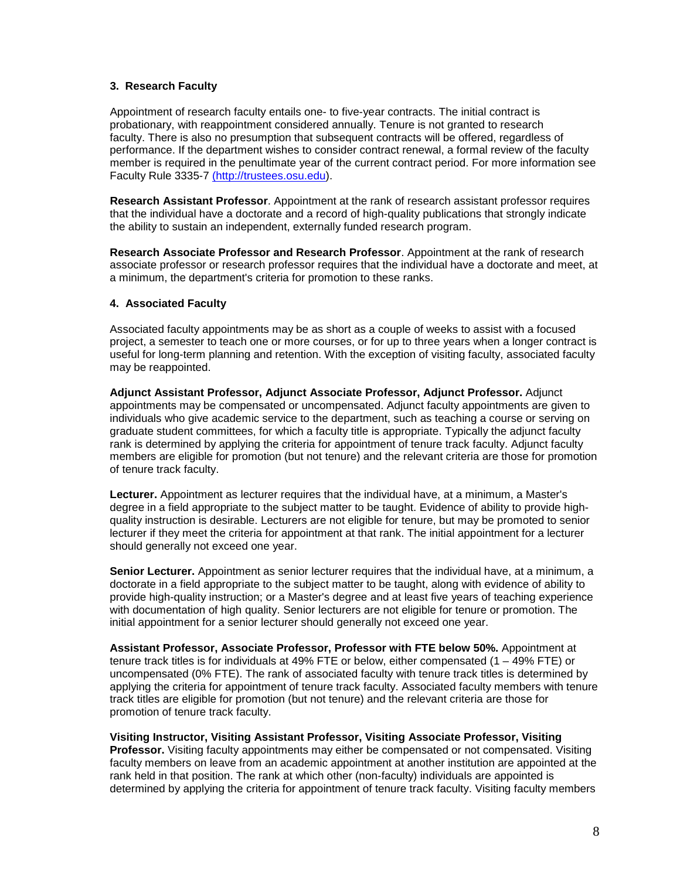### 3. Research Faculty

Appointment of research faculty entails one- to five-year contracts. The initial contract is probationary, with reappointment considered annually. Tenure is not granted to research faculty. There is also no presumption that subsequent contracts will be offered, regardless of performance. If the department wishes to consider contract renewal, a formal review of the faculty member is required in the penultimate year of the current contract period. For more information see Faculty Rule 3335-7 [(http://trustees.osu.edu)](http://trustees.osu.edu).

**Research Assistant Professor**. Appointment at the rank of research assistant professor requires that the individual have a doctorate and a record of high-quality publications that strongly indicate the ability to sustain an independent, externally funded research program.

**Research Associate Professor and Research Professor**. Appointment at the rank of research associate professor or research professor requires that the individual have a doctorate and meet, at a minimum, the department's criteria for promotion to these ranks.

### 4. Associated Faculty

Associated faculty appointments may be as short as a couple of weeks to assist with a focused project, a semester to teach one or more courses, or for up to three years when a longer contract is useful for long-term planning and retention. With the exception of visiting faculty, associated faculty may be reappointed.

**Adjunct Assistant Professor, Adjunct Associate Professor, Adjunct Professor.** Adjunct appointments may be compensated or uncompensated. Adjunct faculty appointments are given to individuals who give academic service to the department, such as teaching a course or serving on graduate student committees, for which a faculty title is appropriate. Typically the adjunct faculty rank is determined by applying the criteria for appointment of tenure track faculty. Adjunct faculty members are eligible for promotion (but not tenure) and the relevant criteria are those for promotion of tenure track faculty.

**Lecturer.** Appointment as lecturer requires that the individual have, at a minimum, a Master's degree in a field appropriate to the subject matter to be taught. Evidence of ability to provide high-quality instruction is desirable. Lecturers are not eligible for tenure, but may be promoted to senior lecturer if they meet the criteria for appointment at that rank. The initial appointment for a lecturer should generally not exceed one year.

**Senior Lecturer.** Appointment as senior lecturer requires that the individual have, at a minimum, a doctorate in a field appropriate to the subject matter to be taught, along with evidence of ability to provide high-quality instruction; or a Master's degree and at least five years of teaching experience with documentation of high quality. Senior lecturers are not eligible for tenure or promotion. The initial appointment for a senior lecturer should generally not exceed one year.

**Assistant Professor, Associate Professor, Professor with FTE below 50%.** Appointment at tenure track titles is for individuals at 49% FTE or below, either compensated (1 – 49% FTE) or uncompensated (0% FTE). The rank of associated faculty with tenure track titles is determined by applying the criteria for appointment of tenure track faculty. Associated faculty members with tenure track titles are eligible for promotion (but not tenure) and the relevant criteria are those for promotion of tenure track faculty.

**Visiting Instructor, Visiting Assistant Professor, Visiting Associate Professor, Visiting Professor.** Visiting faculty appointments may either be compensated or not compensated. Visiting faculty members on leave from an academic appointment at another institution are appointed at the rank held in that position. The rank at which other (non-faculty) individuals are appointed is determined by applying the criteria for appointment of tenure track faculty. Visiting faculty members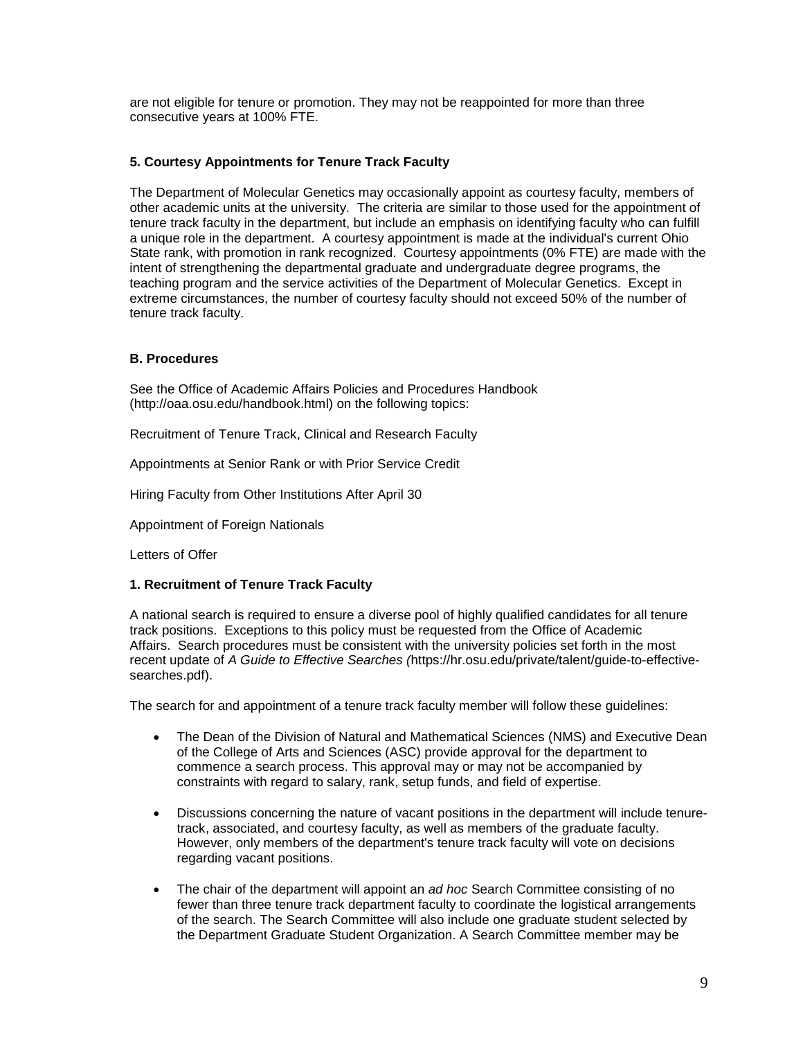are not eligible for tenure or promotion. They may not be reappointed for more than three consecutive years at 100% FTE.

### 5. Courtesy Appointments for Tenure Track Faculty

The Department of Molecular Genetics may occasionally appoint as courtesy faculty, members of other academic units at the university. The criteria are similar to those used for the appointment of tenure track faculty in the department, but include an emphasis on identifying faculty who can fulfill a unique role in the department. A courtesy appointment is made at the individual's current Ohio State rank, with promotion in rank recognized. Courtesy appointments (0% FTE) are made with the intent of strengthening the departmental graduate and undergraduate degree programs, the teaching program and the service activities of the Department of Molecular Genetics. Except in extreme circumstances, the number of courtesy faculty should not exceed 50% of the number of tenure track faculty.

## B. Procedures

See the Office of Academic Affairs Policies and Procedures Handbook (http://oaa.osu.edu/handbook.html) on the following topics:

Recruitment of Tenure Track, Clinical and Research Faculty

Appointments at Senior Rank or with Prior Service Credit

Hiring Faculty from Other Institutions After April 30

Appointment of Foreign Nationals

Letters of Offer

### 1. Recruitment of Tenure Track Faculty

A national search is required to ensure a diverse pool of highly qualified candidates for all tenure track positions. Exceptions to this policy must be requested from the Office of Academic Affairs. Search procedures must be consistent with the university policies set forth in the most recent update of *A Guide to Effective Searches (*https://hr.osu.edu/private/talent/guide-to-effective-searches.pdf).

The search for and appointment of a tenure track faculty member will follow these guidelines:

- The Dean of the Division of Natural and Mathematical Sciences (NMS) and Executive Dean of the College of Arts and Sciences (ASC) provide approval for the department to commence a search process. This approval may or may not be accompanied by constraints with regard to salary, rank, setup funds, and field of expertise.
- Discussions concerning the nature of vacant positions in the department will include tenure-track, associated, and courtesy faculty, as well as members of the graduate faculty. However, only members of the department's tenure track faculty will vote on decisions regarding vacant positions.
- The chair of the department will appoint an *ad hoc* Search Committee consisting of no fewer than three tenure track department faculty to coordinate the logistical arrangements of the search. The Search Committee will also include one graduate student selected by the Department Graduate Student Organization. A Search Committee member may be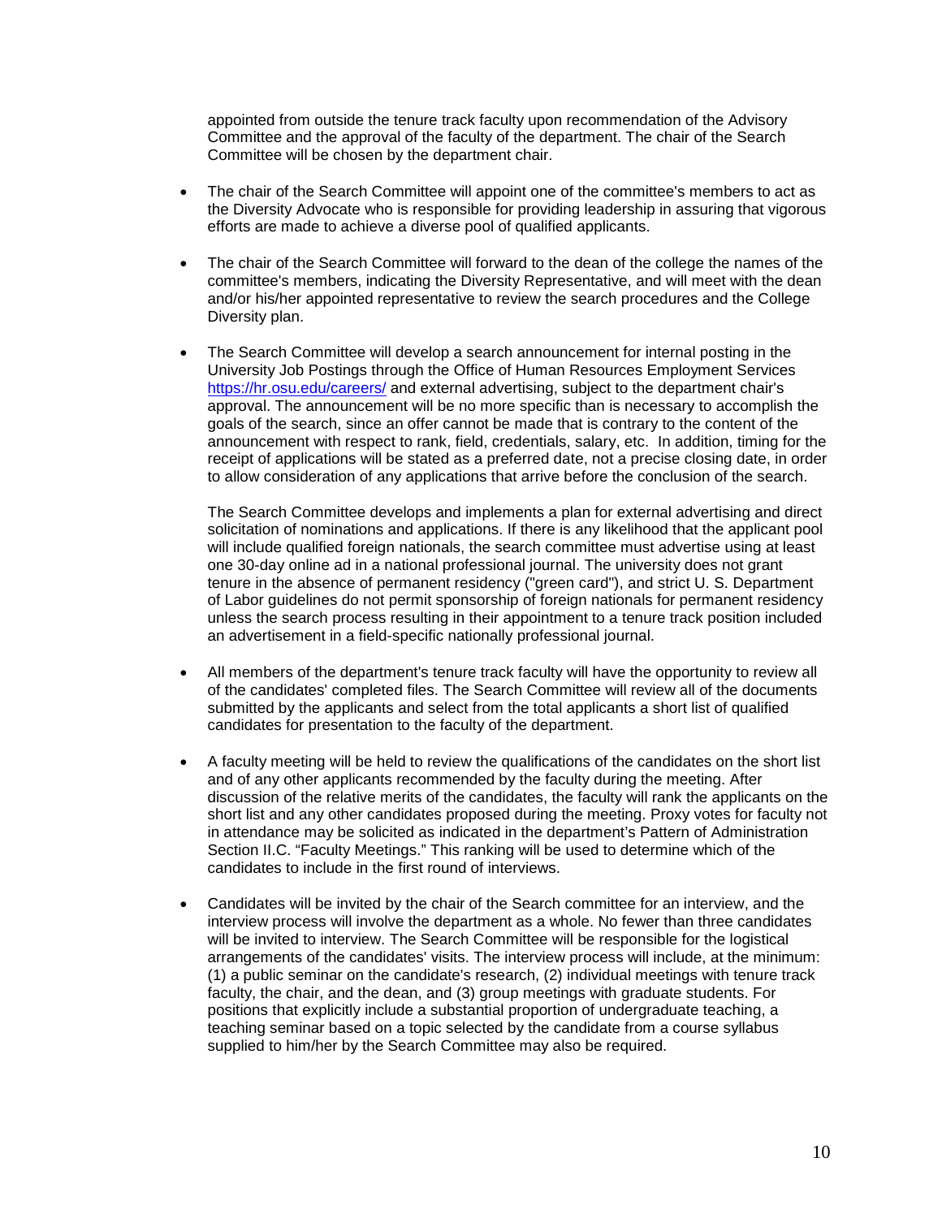appointed from outside the tenure track faculty upon recommendation of the Advisory Committee and the approval of the faculty of the department. The chair of the Search Committee will be chosen by the department chair.

- The chair of the Search Committee will appoint one of the committee's members to act as the Diversity Advocate who is responsible for providing leadership in assuring that vigorous efforts are made to achieve a diverse pool of qualified applicants.

- The chair of the Search Committee will forward to the dean of the college the names of the committee's members, indicating the Diversity Representative, and will meet with the dean and/or his/her appointed representative to review the search procedures and the College Diversity plan.

- The Search Committee will develop a search announcement for internal posting in the University Job Postings through the Office of Human Resources Employment Services https://hr.osu.edu/careers/ and external advertising, subject to the department chair's approval. The announcement will be no more specific than is necessary to accomplish the goals of the search, since an offer cannot be made that is contrary to the content of the announcement with respect to rank, field, credentials, salary, etc. In addition, timing for the receipt of applications will be stated as a preferred date, not a precise closing date, in order to allow consideration of any applications that arrive before the conclusion of the search.

  The Search Committee develops and implements a plan for external advertising and direct solicitation of nominations and applications. If there is any likelihood that the applicant pool will include qualified foreign nationals, the search committee must advertise using at least one 30-day online ad in a national professional journal. The university does not grant tenure in the absence of permanent residency ("green card"), and strict U. S. Department of Labor guidelines do not permit sponsorship of foreign nationals for permanent residency unless the search process resulting in their appointment to a tenure track position included an advertisement in a field-specific nationally professional journal.

- All members of the department's tenure track faculty will have the opportunity to review all of the candidates' completed files. The Search Committee will review all of the documents submitted by the applicants and select from the total applicants a short list of qualified candidates for presentation to the faculty of the department.

- A faculty meeting will be held to review the qualifications of the candidates on the short list and of any other applicants recommended by the faculty during the meeting. After discussion of the relative merits of the candidates, the faculty will rank the applicants on the short list and any other candidates proposed during the meeting. Proxy votes for faculty not in attendance may be solicited as indicated in the department's Pattern of Administration Section II.C. "Faculty Meetings." This ranking will be used to determine which of the candidates to include in the first round of interviews.

- Candidates will be invited by the chair of the Search committee for an interview, and the interview process will involve the department as a whole. No fewer than three candidates will be invited to interview. The Search Committee will be responsible for the logistical arrangements of the candidates' visits. The interview process will include, at the minimum: (1) a public seminar on the candidate's research, (2) individual meetings with tenure track faculty, the chair, and the dean, and (3) group meetings with graduate students. For positions that explicitly include a substantial proportion of undergraduate teaching, a teaching seminar based on a topic selected by the candidate from a course syllabus supplied to him/her by the Search Committee may also be required.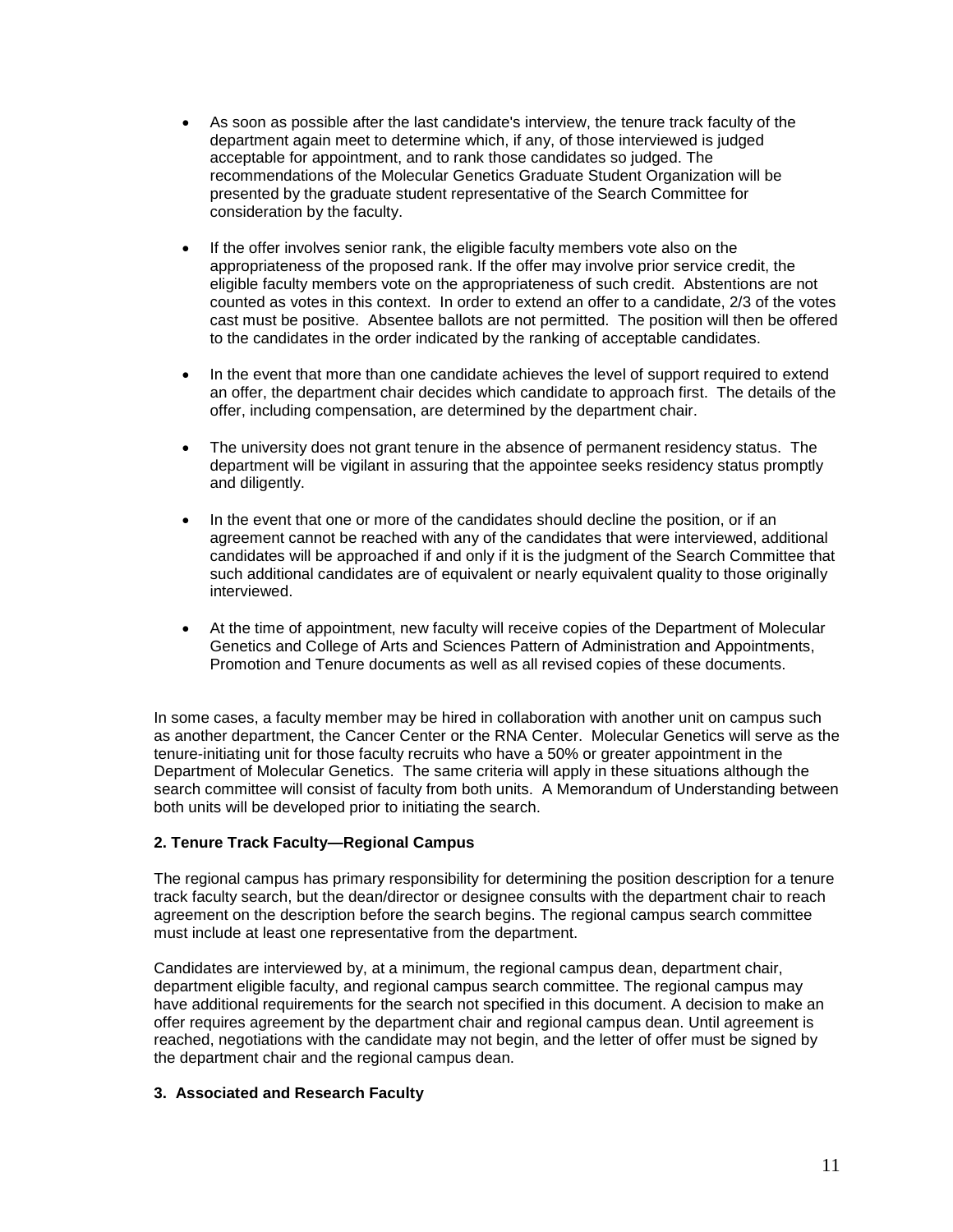- As soon as possible after the last candidate's interview, the tenure track faculty of the department again meet to determine which, if any, of those interviewed is judged acceptable for appointment, and to rank those candidates so judged. The recommendations of the Molecular Genetics Graduate Student Organization will be presented by the graduate student representative of the Search Committee for consideration by the faculty.

- If the offer involves senior rank, the eligible faculty members vote also on the appropriateness of the proposed rank. If the offer may involve prior service credit, the eligible faculty members vote on the appropriateness of such credit. Abstentions are not counted as votes in this context. In order to extend an offer to a candidate, 2/3 of the votes cast must be positive. Absentee ballots are not permitted. The position will then be offered to the candidates in the order indicated by the ranking of acceptable candidates.

- In the event that more than one candidate achieves the level of support required to extend an offer, the department chair decides which candidate to approach first. The details of the offer, including compensation, are determined by the department chair.

- The university does not grant tenure in the absence of permanent residency status. The department will be vigilant in assuring that the appointee seeks residency status promptly and diligently.

- In the event that one or more of the candidates should decline the position, or if an agreement cannot be reached with any of the candidates that were interviewed, additional candidates will be approached if and only if it is the judgment of the Search Committee that such additional candidates are of equivalent or nearly equivalent quality to those originally interviewed.

- At the time of appointment, new faculty will receive copies of the Department of Molecular Genetics and College of Arts and Sciences Pattern of Administration and Appointments, Promotion and Tenure documents as well as all revised copies of these documents.

In some cases, a faculty member may be hired in collaboration with another unit on campus such as another department, the Cancer Center or the RNA Center. Molecular Genetics will serve as the tenure-initiating unit for those faculty recruits who have a 50% or greater appointment in the Department of Molecular Genetics. The same criteria will apply in these situations although the search committee will consist of faculty from both units. A Memorandum of Understanding between both units will be developed prior to initiating the search.

**2. Tenure Track Faculty—Regional Campus**

The regional campus has primary responsibility for determining the position description for a tenure track faculty search, but the dean/director or designee consults with the department chair to reach agreement on the description before the search begins. The regional campus search committee must include at least one representative from the department.

Candidates are interviewed by, at a minimum, the regional campus dean, department chair, department eligible faculty, and regional campus search committee. The regional campus may have additional requirements for the search not specified in this document. A decision to make an offer requires agreement by the department chair and regional campus dean. Until agreement is reached, negotiations with the candidate may not begin, and the letter of offer must be signed by the department chair and the regional campus dean.

**3. Associated and Research Faculty**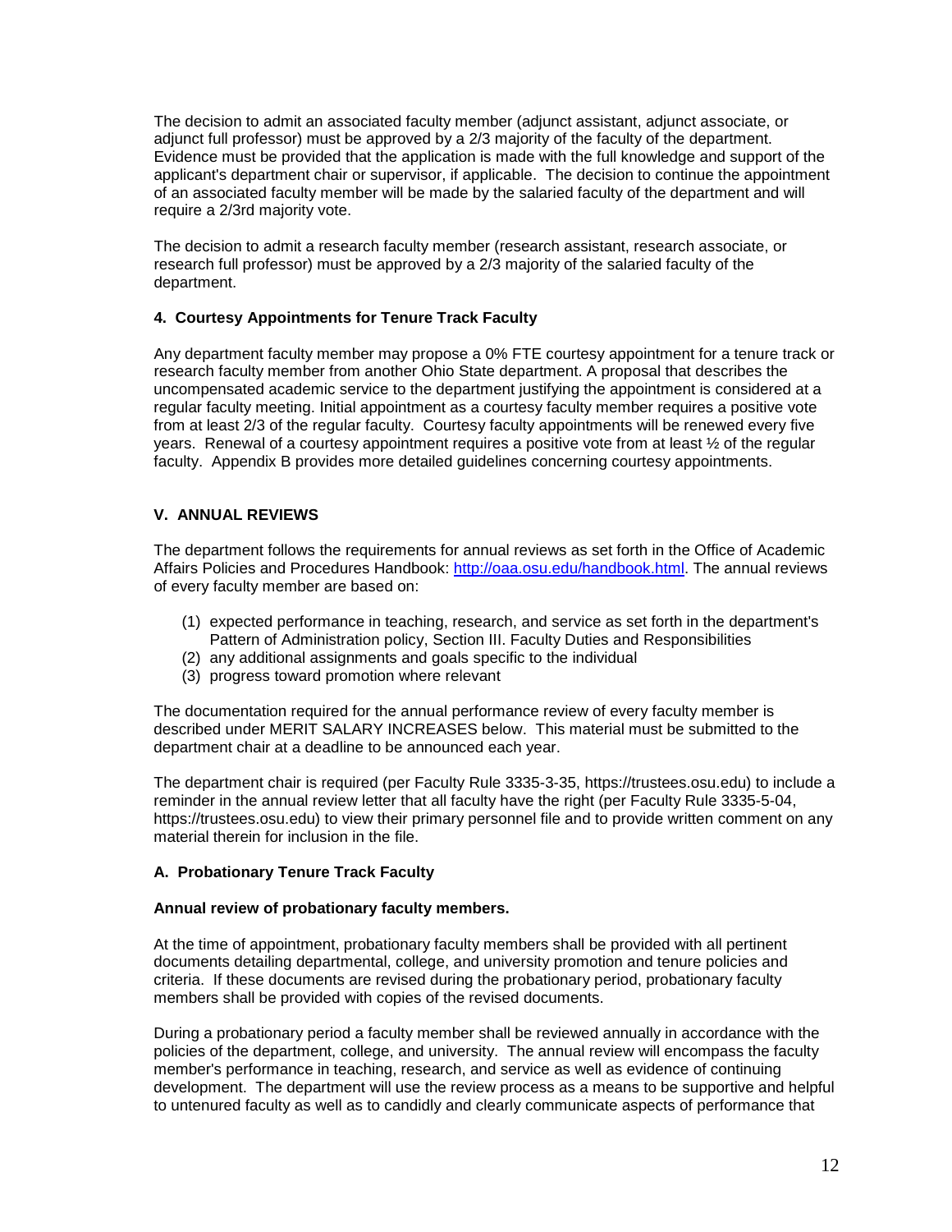The decision to admit an associated faculty member (adjunct assistant, adjunct associate, or adjunct full professor) must be approved by a 2/3 majority of the faculty of the department. Evidence must be provided that the application is made with the full knowledge and support of the applicant's department chair or supervisor, if applicable. The decision to continue the appointment of an associated faculty member will be made by the salaried faculty of the department and will require a 2/3rd majority vote.

The decision to admit a research faculty member (research assistant, research associate, or research full professor) must be approved by a 2/3 majority of the salaried faculty of the department.

**4. Courtesy Appointments for Tenure Track Faculty**

Any department faculty member may propose a 0% FTE courtesy appointment for a tenure track or research faculty member from another Ohio State department. A proposal that describes the uncompensated academic service to the department justifying the appointment is considered at a regular faculty meeting. Initial appointment as a courtesy faculty member requires a positive vote from at least 2/3 of the regular faculty. Courtesy faculty appointments will be renewed every five years. Renewal of a courtesy appointment requires a positive vote from at least ½ of the regular faculty. Appendix B provides more detailed guidelines concerning courtesy appointments.

## V. ANNUAL REVIEWS

The department follows the requirements for annual reviews as set forth in the Office of Academic Affairs Policies and Procedures Handbook: [http://oaa.osu.edu/handbook.html](http://oaa.osu.edu/handbook.html). The annual reviews of every faculty member are based on:

(1) expected performance in teaching, research, and service as set forth in the department's Pattern of Administration policy, Section III. Faculty Duties and Responsibilities
(2) any additional assignments and goals specific to the individual
(3) progress toward promotion where relevant

The documentation required for the annual performance review of every faculty member is described under MERIT SALARY INCREASES below. This material must be submitted to the department chair at a deadline to be announced each year.

The department chair is required (per Faculty Rule 3335-3-35, https://trustees.osu.edu) to include a reminder in the annual review letter that all faculty have the right (per Faculty Rule 3335-5-04, https://trustees.osu.edu) to view their primary personnel file and to provide written comment on any material therein for inclusion in the file.

### A. Probationary Tenure Track Faculty

**Annual review of probationary faculty members.**

At the time of appointment, probationary faculty members shall be provided with all pertinent documents detailing departmental, college, and university promotion and tenure policies and criteria. If these documents are revised during the probationary period, probationary faculty members shall be provided with copies of the revised documents.

During a probationary period a faculty member shall be reviewed annually in accordance with the policies of the department, college, and university. The annual review will encompass the faculty member's performance in teaching, research, and service as well as evidence of continuing development. The department will use the review process as a means to be supportive and helpful to untenured faculty as well as to candidly and clearly communicate aspects of performance that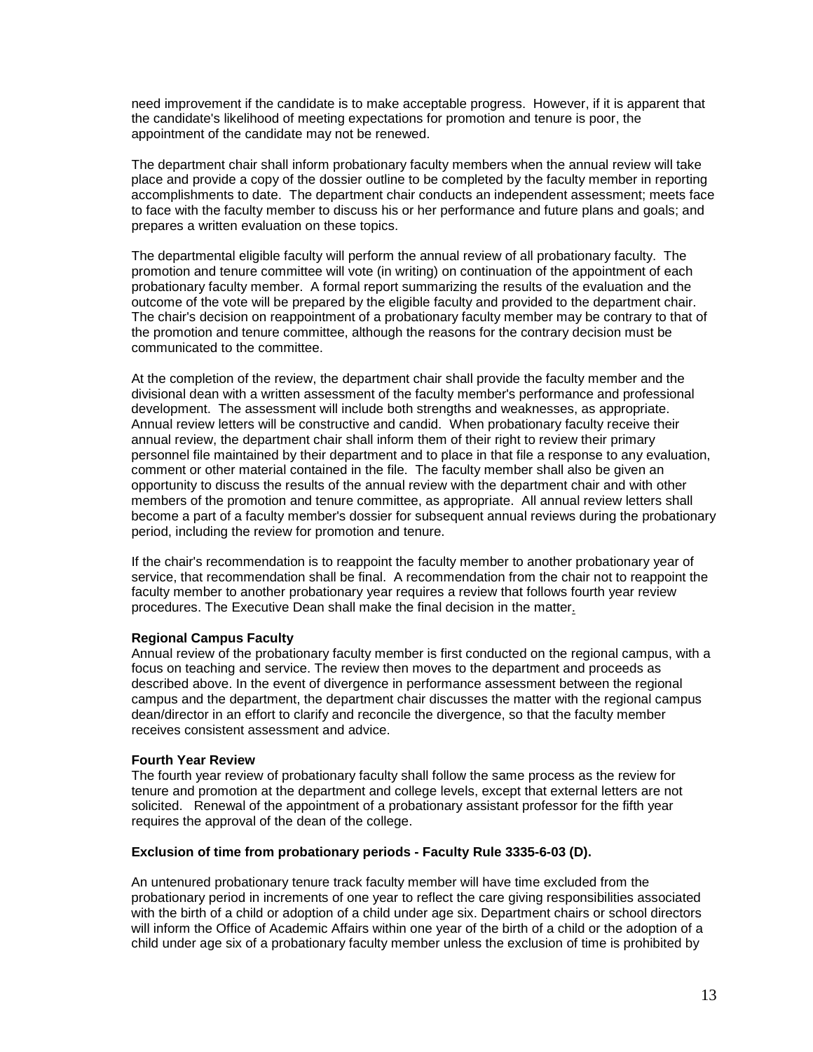need improvement if the candidate is to make acceptable progress. However, if it is apparent that the candidate's likelihood of meeting expectations for promotion and tenure is poor, the appointment of the candidate may not be renewed.

The department chair shall inform probationary faculty members when the annual review will take place and provide a copy of the dossier outline to be completed by the faculty member in reporting accomplishments to date. The department chair conducts an independent assessment; meets face to face with the faculty member to discuss his or her performance and future plans and goals; and prepares a written evaluation on these topics.

The departmental eligible faculty will perform the annual review of all probationary faculty. The promotion and tenure committee will vote (in writing) on continuation of the appointment of each probationary faculty member. A formal report summarizing the results of the evaluation and the outcome of the vote will be prepared by the eligible faculty and provided to the department chair. The chair's decision on reappointment of a probationary faculty member may be contrary to that of the promotion and tenure committee, although the reasons for the contrary decision must be communicated to the committee.

At the completion of the review, the department chair shall provide the faculty member and the divisional dean with a written assessment of the faculty member's performance and professional development. The assessment will include both strengths and weaknesses, as appropriate. Annual review letters will be constructive and candid. When probationary faculty receive their annual review, the department chair shall inform them of their right to review their primary personnel file maintained by their department and to place in that file a response to any evaluation, comment or other material contained in the file. The faculty member shall also be given an opportunity to discuss the results of the annual review with the department chair and with other members of the promotion and tenure committee, as appropriate. All annual review letters shall become a part of a faculty member's dossier for subsequent annual reviews during the probationary period, including the review for promotion and tenure.

If the chair's recommendation is to reappoint the faculty member to another probationary year of service, that recommendation shall be final. A recommendation from the chair not to reappoint the faculty member to another probationary year requires a review that follows fourth year review procedures. The Executive Dean shall make the final decision in the matter.

**Regional Campus Faculty**
Annual review of the probationary faculty member is first conducted on the regional campus, with a focus on teaching and service. The review then moves to the department and proceeds as described above. In the event of divergence in performance assessment between the regional campus and the department, the department chair discusses the matter with the regional campus dean/director in an effort to clarify and reconcile the divergence, so that the faculty member receives consistent assessment and advice.

**Fourth Year Review**
The fourth year review of probationary faculty shall follow the same process as the review for tenure and promotion at the department and college levels, except that external letters are not solicited. Renewal of the appointment of a probationary assistant professor for the fifth year requires the approval of the dean of the college.

**Exclusion of time from probationary periods - Faculty Rule 3335-6-03 (D).**

An untenured probationary tenure track faculty member will have time excluded from the probationary period in increments of one year to reflect the care giving responsibilities associated with the birth of a child or adoption of a child under age six. Department chairs or school directors will inform the Office of Academic Affairs within one year of the birth of a child or the adoption of a child under age six of a probationary faculty member unless the exclusion of time is prohibited by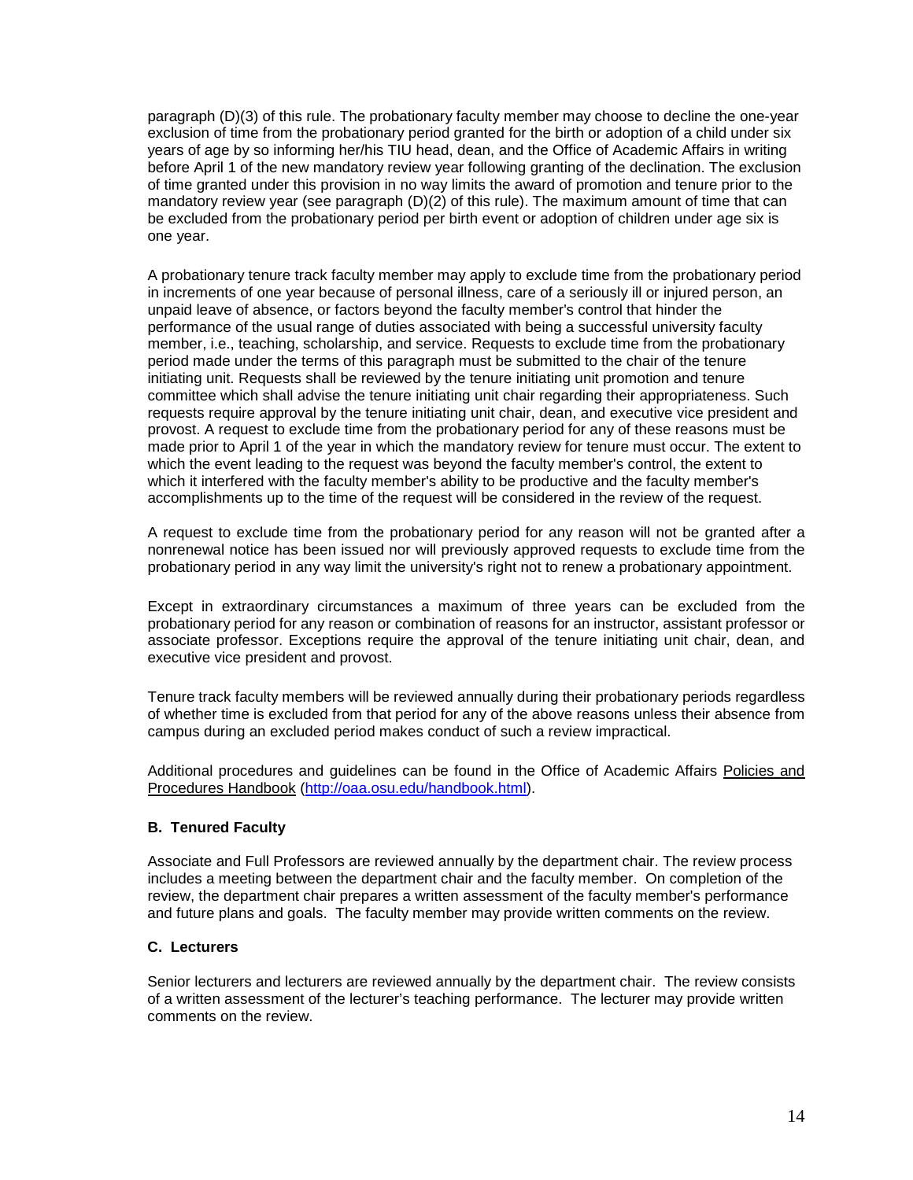paragraph (D)(3) of this rule. The probationary faculty member may choose to decline the one-year exclusion of time from the probationary period granted for the birth or adoption of a child under six years of age by so informing her/his TIU head, dean, and the Office of Academic Affairs in writing before April 1 of the new mandatory review year following granting of the declination. The exclusion of time granted under this provision in no way limits the award of promotion and tenure prior to the mandatory review year (see paragraph (D)(2) of this rule). The maximum amount of time that can be excluded from the probationary period per birth event or adoption of children under age six is one year.

A probationary tenure track faculty member may apply to exclude time from the probationary period in increments of one year because of personal illness, care of a seriously ill or injured person, an unpaid leave of absence, or factors beyond the faculty member's control that hinder the performance of the usual range of duties associated with being a successful university faculty member, i.e., teaching, scholarship, and service. Requests to exclude time from the probationary period made under the terms of this paragraph must be submitted to the chair of the tenure initiating unit. Requests shall be reviewed by the tenure initiating unit promotion and tenure committee which shall advise the tenure initiating unit chair regarding their appropriateness. Such requests require approval by the tenure initiating unit chair, dean, and executive vice president and provost. A request to exclude time from the probationary period for any of these reasons must be made prior to April 1 of the year in which the mandatory review for tenure must occur. The extent to which the event leading to the request was beyond the faculty member's control, the extent to which it interfered with the faculty member's ability to be productive and the faculty member's accomplishments up to the time of the request will be considered in the review of the request.

A request to exclude time from the probationary period for any reason will not be granted after a nonrenewal notice has been issued nor will previously approved requests to exclude time from the probationary period in any way limit the university's right not to renew a probationary appointment.

Except in extraordinary circumstances a maximum of three years can be excluded from the probationary period for any reason or combination of reasons for an instructor, assistant professor or associate professor. Exceptions require the approval of the tenure initiating unit chair, dean, and executive vice president and provost.

Tenure track faculty members will be reviewed annually during their probationary periods regardless of whether time is excluded from that period for any of the above reasons unless their absence from campus during an excluded period makes conduct of such a review impractical.

Additional procedures and guidelines can be found in the Office of Academic Affairs Policies and Procedures Handbook (http://oaa.osu.edu/handbook.html).

### B. Tenured Faculty

Associate and Full Professors are reviewed annually by the department chair. The review process includes a meeting between the department chair and the faculty member. On completion of the review, the department chair prepares a written assessment of the faculty member's performance and future plans and goals. The faculty member may provide written comments on the review.

### C. Lecturers

Senior lecturers and lecturers are reviewed annually by the department chair. The review consists of a written assessment of the lecturer's teaching performance. The lecturer may provide written comments on the review.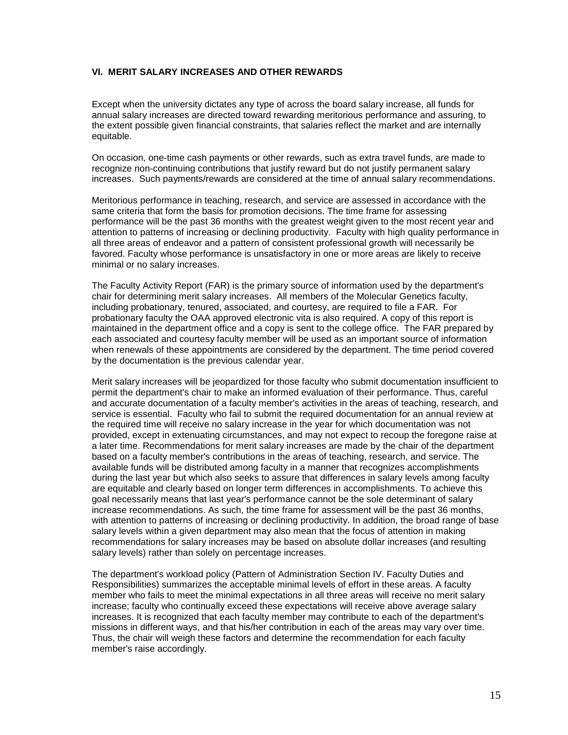## VI. MERIT SALARY INCREASES AND OTHER REWARDS

Except when the university dictates any type of across the board salary increase, all funds for annual salary increases are directed toward rewarding meritorious performance and assuring, to the extent possible given financial constraints, that salaries reflect the market and are internally equitable.

On occasion, one-time cash payments or other rewards, such as extra travel funds, are made to recognize non-continuing contributions that justify reward but do not justify permanent salary increases. Such payments/rewards are considered at the time of annual salary recommendations.

Meritorious performance in teaching, research, and service are assessed in accordance with the same criteria that form the basis for promotion decisions. The time frame for assessing performance will be the past 36 months with the greatest weight given to the most recent year and attention to patterns of increasing or declining productivity. Faculty with high quality performance in all three areas of endeavor and a pattern of consistent professional growth will necessarily be favored. Faculty whose performance is unsatisfactory in one or more areas are likely to receive minimal or no salary increases.

The Faculty Activity Report (FAR) is the primary source of information used by the department's chair for determining merit salary increases. All members of the Molecular Genetics faculty, including probationary, tenured, associated, and courtesy, are required to file a FAR. For probationary faculty the OAA approved electronic vita is also required. A copy of this report is maintained in the department office and a copy is sent to the college office. The FAR prepared by each associated and courtesy faculty member will be used as an important source of information when renewals of these appointments are considered by the department. The time period covered by the documentation is the previous calendar year.

Merit salary increases will be jeopardized for those faculty who submit documentation insufficient to permit the department's chair to make an informed evaluation of their performance. Thus, careful and accurate documentation of a faculty member's activities in the areas of teaching, research, and service is essential. Faculty who fail to submit the required documentation for an annual review at the required time will receive no salary increase in the year for which documentation was not provided, except in extenuating circumstances, and may not expect to recoup the foregone raise at a later time. Recommendations for merit salary increases are made by the chair of the department based on a faculty member's contributions in the areas of teaching, research, and service. The available funds will be distributed among faculty in a manner that recognizes accomplishments during the last year but which also seeks to assure that differences in salary levels among faculty are equitable and clearly based on longer term differences in accomplishments. To achieve this goal necessarily means that last year's performance cannot be the sole determinant of salary increase recommendations. As such, the time frame for assessment will be the past 36 months, with attention to patterns of increasing or declining productivity. In addition, the broad range of base salary levels within a given department may also mean that the focus of attention in making recommendations for salary increases may be based on absolute dollar increases (and resulting salary levels) rather than solely on percentage increases.

The department's workload policy (Pattern of Administration Section IV. Faculty Duties and Responsibilities) summarizes the acceptable minimal levels of effort in these areas. A faculty member who fails to meet the minimal expectations in all three areas will receive no merit salary increase; faculty who continually exceed these expectations will receive above average salary increases. It is recognized that each faculty member may contribute to each of the department's missions in different ways, and that his/her contribution in each of the areas may vary over time. Thus, the chair will weigh these factors and determine the recommendation for each faculty member's raise accordingly.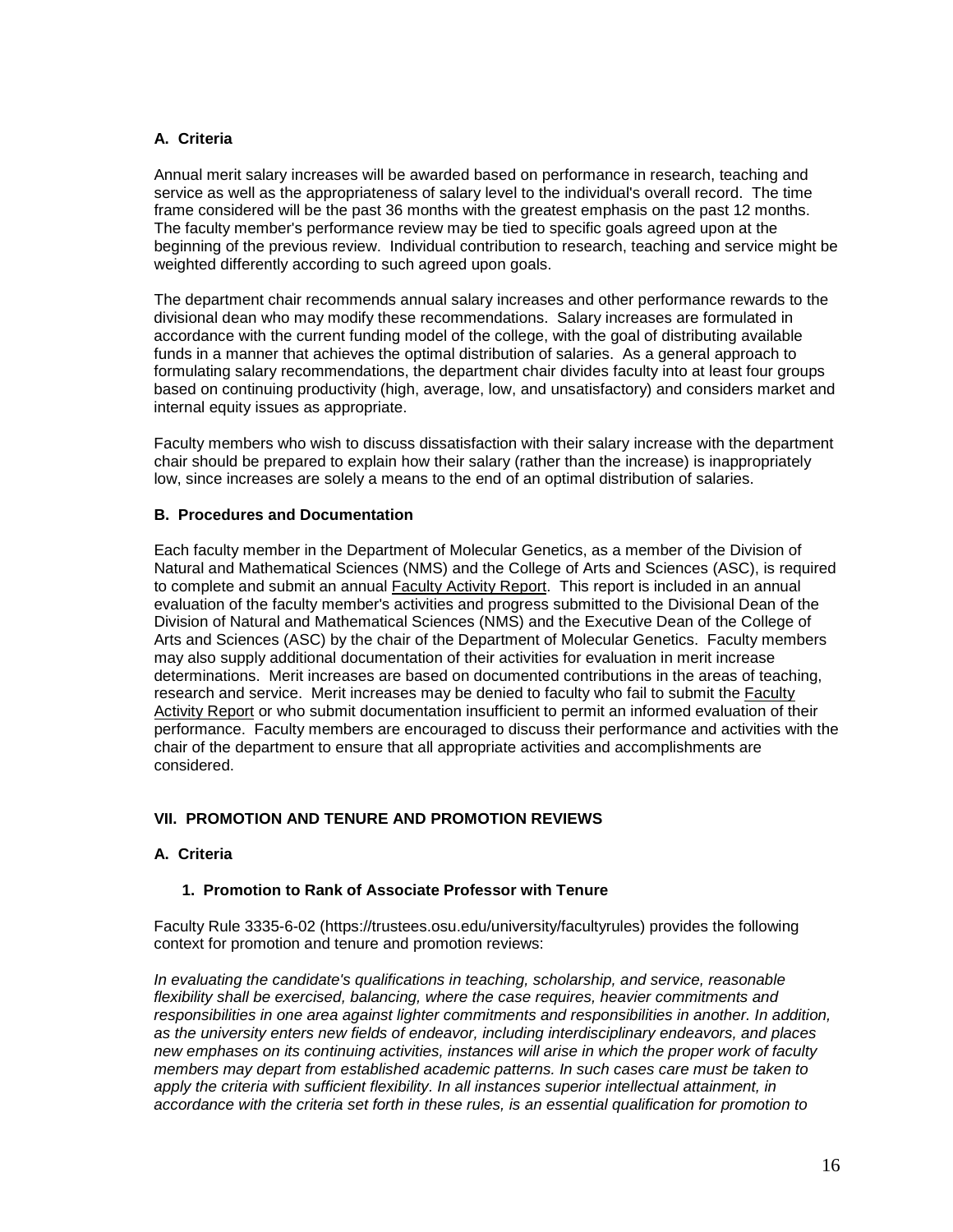### A. Criteria

Annual merit salary increases will be awarded based on performance in research, teaching and service as well as the appropriateness of salary level to the individual's overall record. The time frame considered will be the past 36 months with the greatest emphasis on the past 12 months. The faculty member's performance review may be tied to specific goals agreed upon at the beginning of the previous review. Individual contribution to research, teaching and service might be weighted differently according to such agreed upon goals.

The department chair recommends annual salary increases and other performance rewards to the divisional dean who may modify these recommendations. Salary increases are formulated in accordance with the current funding model of the college, with the goal of distributing available funds in a manner that achieves the optimal distribution of salaries. As a general approach to formulating salary recommendations, the department chair divides faculty into at least four groups based on continuing productivity (high, average, low, and unsatisfactory) and considers market and internal equity issues as appropriate.

Faculty members who wish to discuss dissatisfaction with their salary increase with the department chair should be prepared to explain how their salary (rather than the increase) is inappropriately low, since increases are solely a means to the end of an optimal distribution of salaries.

### B. Procedures and Documentation

Each faculty member in the Department of Molecular Genetics, as a member of the Division of Natural and Mathematical Sciences (NMS) and the College of Arts and Sciences (ASC), is required to complete and submit an annual Faculty Activity Report. This report is included in an annual evaluation of the faculty member's activities and progress submitted to the Divisional Dean of the Division of Natural and Mathematical Sciences (NMS) and the Executive Dean of the College of Arts and Sciences (ASC) by the chair of the Department of Molecular Genetics. Faculty members may also supply additional documentation of their activities for evaluation in merit increase determinations. Merit increases are based on documented contributions in the areas of teaching, research and service. Merit increases may be denied to faculty who fail to submit the Faculty Activity Report or who submit documentation insufficient to permit an informed evaluation of their performance. Faculty members are encouraged to discuss their performance and activities with the chair of the department to ensure that all appropriate activities and accomplishments are considered.

## VII. PROMOTION AND TENURE AND PROMOTION REVIEWS

### A. Criteria

#### 1. Promotion to Rank of Associate Professor with Tenure

Faculty Rule 3335-6-02 (https://trustees.osu.edu/university/facultyrules) provides the following context for promotion and tenure and promotion reviews:

*In evaluating the candidate's qualifications in teaching, scholarship, and service, reasonable flexibility shall be exercised, balancing, where the case requires, heavier commitments and responsibilities in one area against lighter commitments and responsibilities in another. In addition, as the university enters new fields of endeavor, including interdisciplinary endeavors, and places new emphases on its continuing activities, instances will arise in which the proper work of faculty members may depart from established academic patterns. In such cases care must be taken to apply the criteria with sufficient flexibility. In all instances superior intellectual attainment, in accordance with the criteria set forth in these rules, is an essential qualification for promotion to*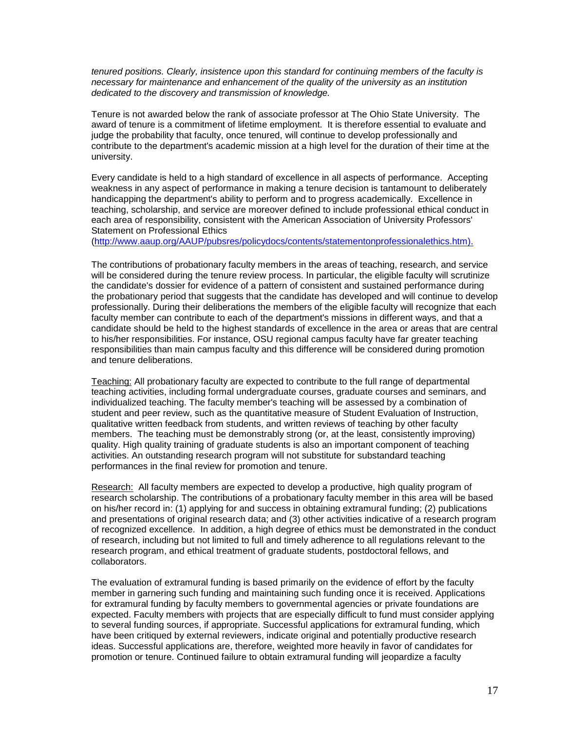*tenured positions. Clearly, insistence upon this standard for continuing members of the faculty is necessary for maintenance and enhancement of the quality of the university as an institution dedicated to the discovery and transmission of knowledge.*

Tenure is not awarded below the rank of associate professor at The Ohio State University. The award of tenure is a commitment of lifetime employment. It is therefore essential to evaluate and judge the probability that faculty, once tenured, will continue to develop professionally and contribute to the department's academic mission at a high level for the duration of their time at the university.

Every candidate is held to a high standard of excellence in all aspects of performance. Accepting weakness in any aspect of performance in making a tenure decision is tantamount to deliberately handicapping the department's ability to perform and to progress academically. Excellence in teaching, scholarship, and service are moreover defined to include professional ethical conduct in each area of responsibility, consistent with the American Association of University Professors' Statement on Professional Ethics (http://www.aaup.org/AAUP/pubsres/policydocs/contents/statementonprofessionalethics.htm).

The contributions of probationary faculty members in the areas of teaching, research, and service will be considered during the tenure review process. In particular, the eligible faculty will scrutinize the candidate's dossier for evidence of a pattern of consistent and sustained performance during the probationary period that suggests that the candidate has developed and will continue to develop professionally. During their deliberations the members of the eligible faculty will recognize that each faculty member can contribute to each of the department's missions in different ways, and that a candidate should be held to the highest standards of excellence in the area or areas that are central to his/her responsibilities. For instance, OSU regional campus faculty have far greater teaching responsibilities than main campus faculty and this difference will be considered during promotion and tenure deliberations.

Teaching: All probationary faculty are expected to contribute to the full range of departmental teaching activities, including formal undergraduate courses, graduate courses and seminars, and individualized teaching. The faculty member's teaching will be assessed by a combination of student and peer review, such as the quantitative measure of Student Evaluation of Instruction, qualitative written feedback from students, and written reviews of teaching by other faculty members. The teaching must be demonstrably strong (or, at the least, consistently improving) quality. High quality training of graduate students is also an important component of teaching activities. An outstanding research program will not substitute for substandard teaching performances in the final review for promotion and tenure.

Research: All faculty members are expected to develop a productive, high quality program of research scholarship. The contributions of a probationary faculty member in this area will be based on his/her record in: (1) applying for and success in obtaining extramural funding; (2) publications and presentations of original research data; and (3) other activities indicative of a research program of recognized excellence. In addition, a high degree of ethics must be demonstrated in the conduct of research, including but not limited to full and timely adherence to all regulations relevant to the research program, and ethical treatment of graduate students, postdoctoral fellows, and collaborators.

The evaluation of extramural funding is based primarily on the evidence of effort by the faculty member in garnering such funding and maintaining such funding once it is received. Applications for extramural funding by faculty members to governmental agencies or private foundations are expected. Faculty members with projects that are especially difficult to fund must consider applying to several funding sources, if appropriate. Successful applications for extramural funding, which have been critiqued by external reviewers, indicate original and potentially productive research ideas. Successful applications are, therefore, weighted more heavily in favor of candidates for promotion or tenure. Continued failure to obtain extramural funding will jeopardize a faculty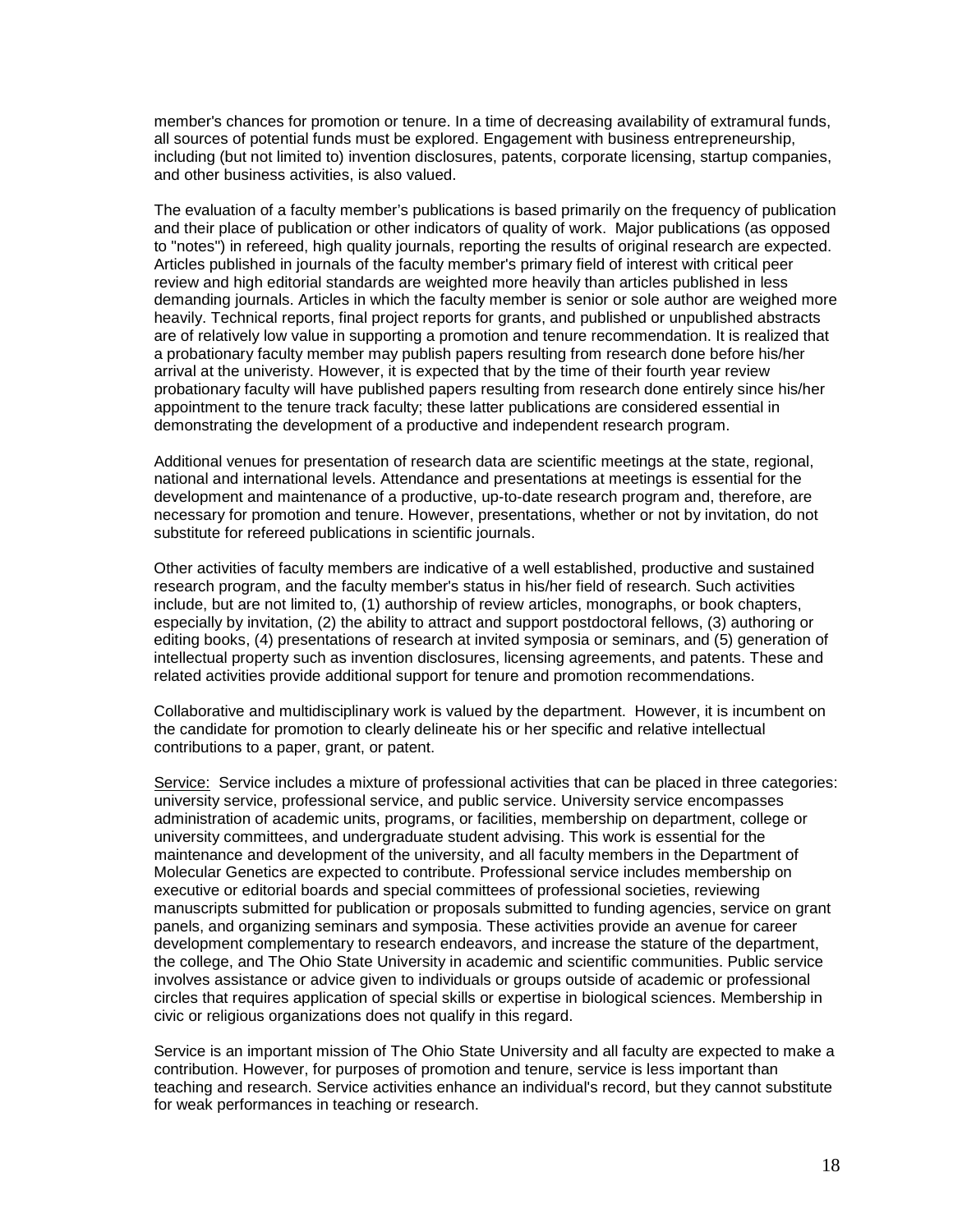member's chances for promotion or tenure. In a time of decreasing availability of extramural funds, all sources of potential funds must be explored. Engagement with business entrepreneurship, including (but not limited to) invention disclosures, patents, corporate licensing, startup companies, and other business activities, is also valued.

The evaluation of a faculty member's publications is based primarily on the frequency of publication and their place of publication or other indicators of quality of work. Major publications (as opposed to "notes") in refereed, high quality journals, reporting the results of original research are expected. Articles published in journals of the faculty member's primary field of interest with critical peer review and high editorial standards are weighted more heavily than articles published in less demanding journals. Articles in which the faculty member is senior or sole author are weighed more heavily. Technical reports, final project reports for grants, and published or unpublished abstracts are of relatively low value in supporting a promotion and tenure recommendation. It is realized that a probationary faculty member may publish papers resulting from research done before his/her arrival at the univeristy. However, it is expected that by the time of their fourth year review probationary faculty will have published papers resulting from research done entirely since his/her appointment to the tenure track faculty; these latter publications are considered essential in demonstrating the development of a productive and independent research program.

Additional venues for presentation of research data are scientific meetings at the state, regional, national and international levels. Attendance and presentations at meetings is essential for the development and maintenance of a productive, up-to-date research program and, therefore, are necessary for promotion and tenure. However, presentations, whether or not by invitation, do not substitute for refereed publications in scientific journals.

Other activities of faculty members are indicative of a well established, productive and sustained research program, and the faculty member's status in his/her field of research. Such activities include, but are not limited to, (1) authorship of review articles, monographs, or book chapters, especially by invitation, (2) the ability to attract and support postdoctoral fellows, (3) authoring or editing books, (4) presentations of research at invited symposia or seminars, and (5) generation of intellectual property such as invention disclosures, licensing agreements, and patents. These and related activities provide additional support for tenure and promotion recommendations.

Collaborative and multidisciplinary work is valued by the department. However, it is incumbent on the candidate for promotion to clearly delineate his or her specific and relative intellectual contributions to a paper, grant, or patent.

Service: Service includes a mixture of professional activities that can be placed in three categories: university service, professional service, and public service. University service encompasses administration of academic units, programs, or facilities, membership on department, college or university committees, and undergraduate student advising. This work is essential for the maintenance and development of the university, and all faculty members in the Department of Molecular Genetics are expected to contribute. Professional service includes membership on executive or editorial boards and special committees of professional societies, reviewing manuscripts submitted for publication or proposals submitted to funding agencies, service on grant panels, and organizing seminars and symposia. These activities provide an avenue for career development complementary to research endeavors, and increase the stature of the department, the college, and The Ohio State University in academic and scientific communities. Public service involves assistance or advice given to individuals or groups outside of academic or professional circles that requires application of special skills or expertise in biological sciences. Membership in civic or religious organizations does not qualify in this regard.

Service is an important mission of The Ohio State University and all faculty are expected to make a contribution. However, for purposes of promotion and tenure, service is less important than teaching and research. Service activities enhance an individual's record, but they cannot substitute for weak performances in teaching or research.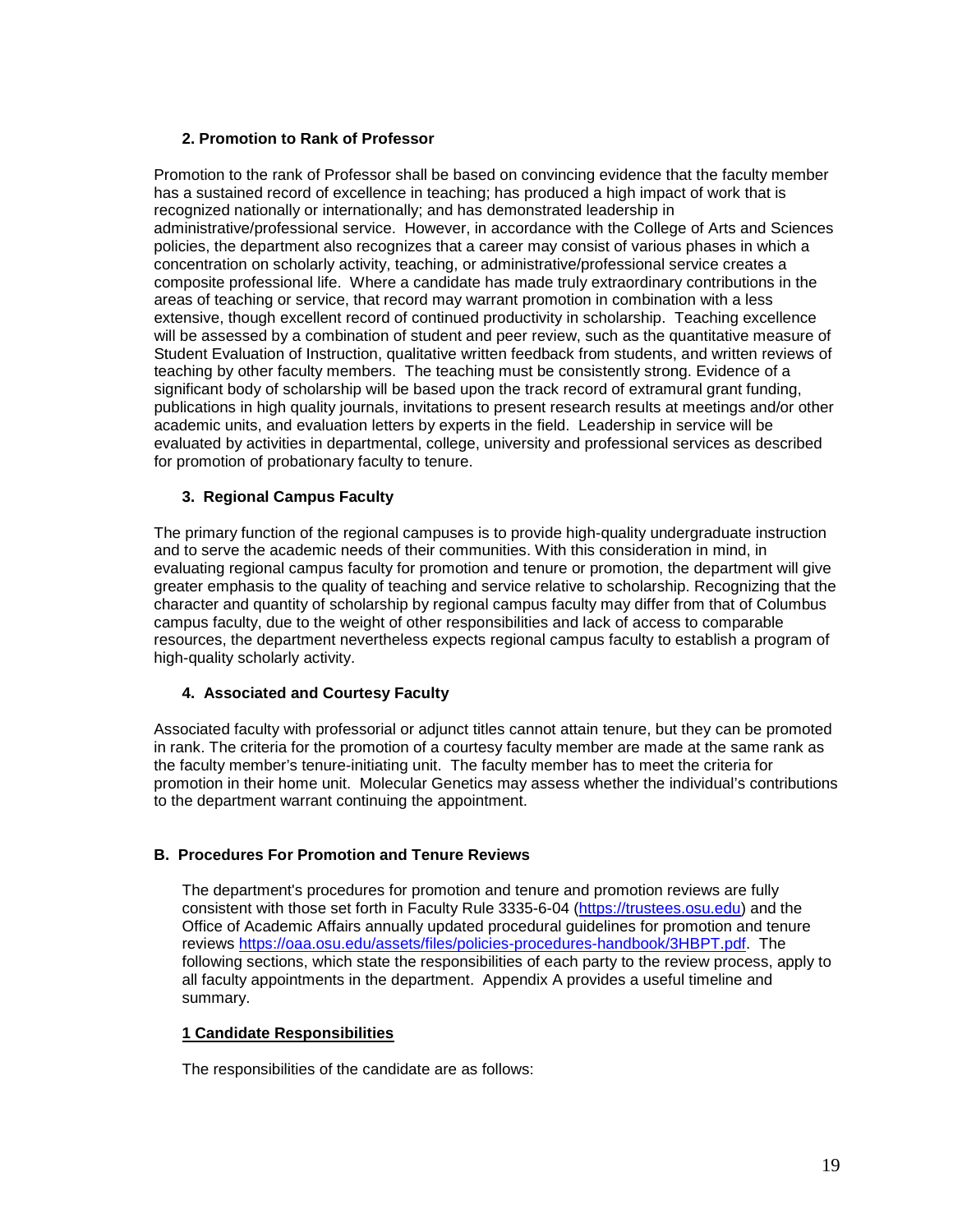### 2. Promotion to Rank of Professor

Promotion to the rank of Professor shall be based on convincing evidence that the faculty member has a sustained record of excellence in teaching; has produced a high impact of work that is recognized nationally or internationally; and has demonstrated leadership in administrative/professional service. However, in accordance with the College of Arts and Sciences policies, the department also recognizes that a career may consist of various phases in which a concentration on scholarly activity, teaching, or administrative/professional service creates a composite professional life. Where a candidate has made truly extraordinary contributions in the areas of teaching or service, that record may warrant promotion in combination with a less extensive, though excellent record of continued productivity in scholarship. Teaching excellence will be assessed by a combination of student and peer review, such as the quantitative measure of Student Evaluation of Instruction, qualitative written feedback from students, and written reviews of teaching by other faculty members. The teaching must be consistently strong. Evidence of a significant body of scholarship will be based upon the track record of extramural grant funding, publications in high quality journals, invitations to present research results at meetings and/or other academic units, and evaluation letters by experts in the field. Leadership in service will be evaluated by activities in departmental, college, university and professional services as described for promotion of probationary faculty to tenure.

### 3. Regional Campus Faculty

The primary function of the regional campuses is to provide high-quality undergraduate instruction and to serve the academic needs of their communities. With this consideration in mind, in evaluating regional campus faculty for promotion and tenure or promotion, the department will give greater emphasis to the quality of teaching and service relative to scholarship. Recognizing that the character and quantity of scholarship by regional campus faculty may differ from that of Columbus campus faculty, due to the weight of other responsibilities and lack of access to comparable resources, the department nevertheless expects regional campus faculty to establish a program of high-quality scholarly activity.

### 4. Associated and Courtesy Faculty

Associated faculty with professorial or adjunct titles cannot attain tenure, but they can be promoted in rank. The criteria for the promotion of a courtesy faculty member are made at the same rank as the faculty member's tenure-initiating unit. The faculty member has to meet the criteria for promotion in their home unit. Molecular Genetics may assess whether the individual's contributions to the department warrant continuing the appointment.

## B. Procedures For Promotion and Tenure Reviews

The department's procedures for promotion and tenure and promotion reviews are fully consistent with those set forth in Faculty Rule 3335-6-04 (https://trustees.osu.edu) and the Office of Academic Affairs annually updated procedural guidelines for promotion and tenure reviews https://oaa.osu.edu/assets/files/policies-procedures-handbook/3HBPT.pdf. The following sections, which state the responsibilities of each party to the review process, apply to all faculty appointments in the department. Appendix A provides a useful timeline and summary.

### 1 Candidate Responsibilities

The responsibilities of the candidate are as follows: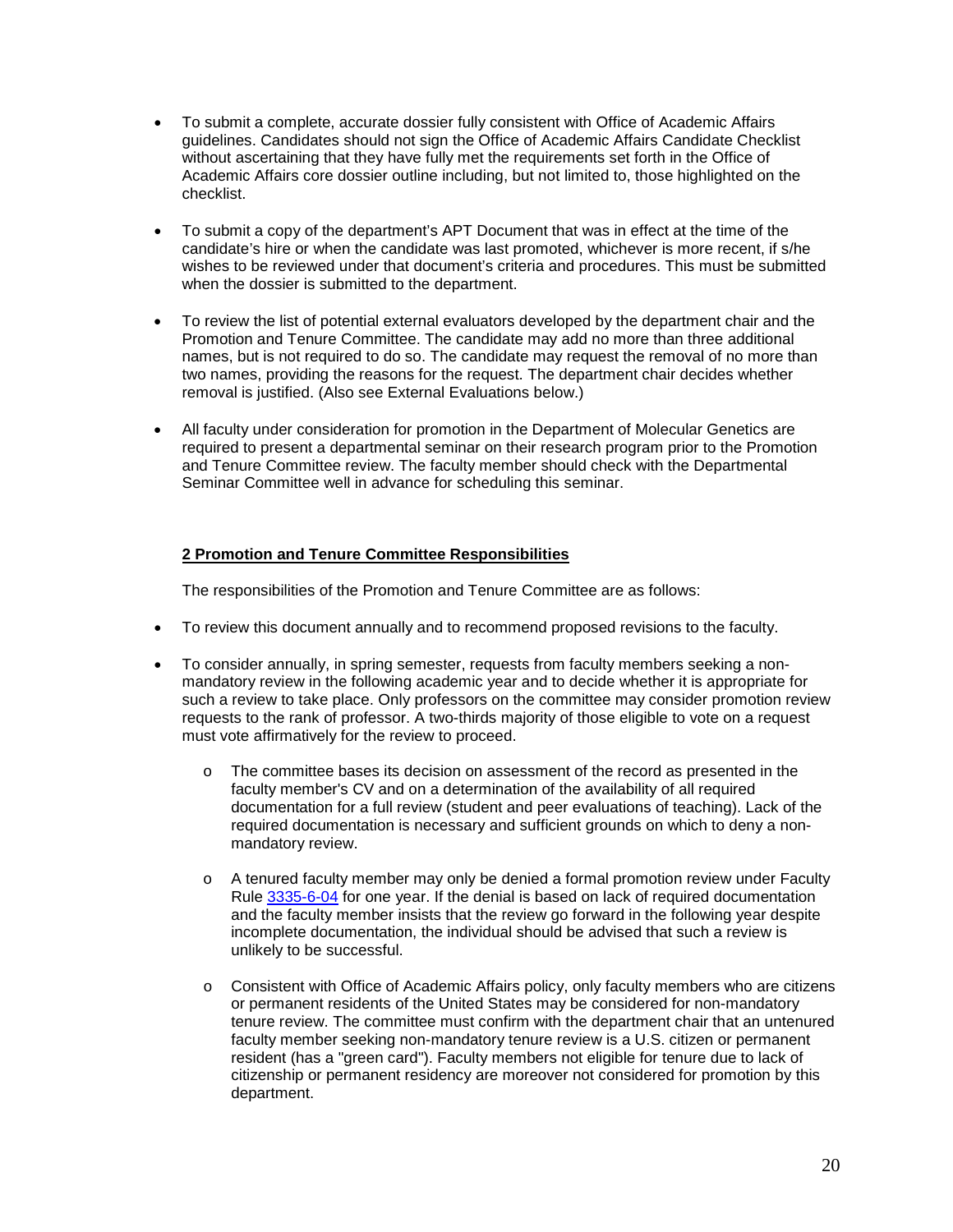- To submit a complete, accurate dossier fully consistent with Office of Academic Affairs guidelines. Candidates should not sign the Office of Academic Affairs Candidate Checklist without ascertaining that they have fully met the requirements set forth in the Office of Academic Affairs core dossier outline including, but not limited to, those highlighted on the checklist.

- To submit a copy of the department's APT Document that was in effect at the time of the candidate's hire or when the candidate was last promoted, whichever is more recent, if s/he wishes to be reviewed under that document's criteria and procedures. This must be submitted when the dossier is submitted to the department.

- To review the list of potential external evaluators developed by the department chair and the Promotion and Tenure Committee. The candidate may add no more than three additional names, but is not required to do so. The candidate may request the removal of no more than two names, providing the reasons for the request. The department chair decides whether removal is justified. (Also see External Evaluations below.)

- All faculty under consideration for promotion in the Department of Molecular Genetics are required to present a departmental seminar on their research program prior to the Promotion and Tenure Committee review. The faculty member should check with the Departmental Seminar Committee well in advance for scheduling this seminar.

## 2 Promotion and Tenure Committee Responsibilities

The responsibilities of the Promotion and Tenure Committee are as follows:

- To review this document annually and to recommend proposed revisions to the faculty.

- To consider annually, in spring semester, requests from faculty members seeking a non-mandatory review in the following academic year and to decide whether it is appropriate for such a review to take place. Only professors on the committee may consider promotion review requests to the rank of professor. A two-thirds majority of those eligible to vote on a request must vote affirmatively for the review to proceed.
  - The committee bases its decision on assessment of the record as presented in the faculty member's CV and on a determination of the availability of all required documentation for a full review (student and peer evaluations of teaching). Lack of the required documentation is necessary and sufficient grounds on which to deny a non-mandatory review.
  - A tenured faculty member may only be denied a formal promotion review under Faculty Rule 3335-6-04 for one year. If the denial is based on lack of required documentation and the faculty member insists that the review go forward in the following year despite incomplete documentation, the individual should be advised that such a review is unlikely to be successful.
  - Consistent with Office of Academic Affairs policy, only faculty members who are citizens or permanent residents of the United States may be considered for non-mandatory tenure review. The committee must confirm with the department chair that an untenured faculty member seeking non-mandatory tenure review is a U.S. citizen or permanent resident (has a "green card"). Faculty members not eligible for tenure due to lack of citizenship or permanent residency are moreover not considered for promotion by this department.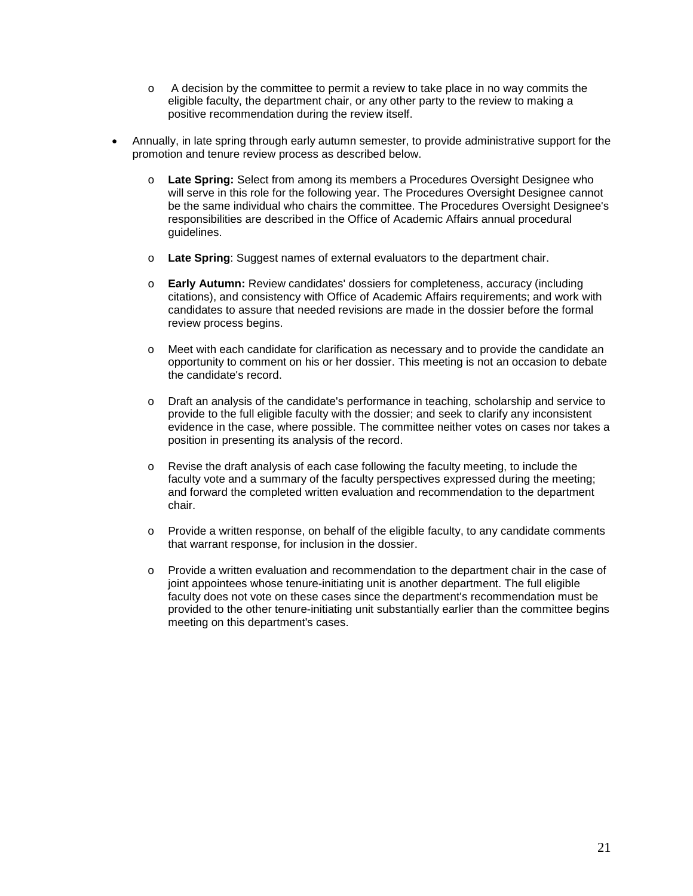- A decision by the committee to permit a review to take place in no way commits the eligible faculty, the department chair, or any other party to the review to making a positive recommendation during the review itself.

- Annually, in late spring through early autumn semester, to provide administrative support for the promotion and tenure review process as described below.

  - **Late Spring:** Select from among its members a Procedures Oversight Designee who will serve in this role for the following year. The Procedures Oversight Designee cannot be the same individual who chairs the committee. The Procedures Oversight Designee's responsibilities are described in the Office of Academic Affairs annual procedural guidelines.

  - **Late Spring**: Suggest names of external evaluators to the department chair.

  - **Early Autumn:** Review candidates' dossiers for completeness, accuracy (including citations), and consistency with Office of Academic Affairs requirements; and work with candidates to assure that needed revisions are made in the dossier before the formal review process begins.

  - Meet with each candidate for clarification as necessary and to provide the candidate an opportunity to comment on his or her dossier. This meeting is not an occasion to debate the candidate's record.

  - Draft an analysis of the candidate's performance in teaching, scholarship and service to provide to the full eligible faculty with the dossier; and seek to clarify any inconsistent evidence in the case, where possible. The committee neither votes on cases nor takes a position in presenting its analysis of the record.

  - Revise the draft analysis of each case following the faculty meeting, to include the faculty vote and a summary of the faculty perspectives expressed during the meeting; and forward the completed written evaluation and recommendation to the department chair.

  - Provide a written response, on behalf of the eligible faculty, to any candidate comments that warrant response, for inclusion in the dossier.

  - Provide a written evaluation and recommendation to the department chair in the case of joint appointees whose tenure-initiating unit is another department. The full eligible faculty does not vote on these cases since the department's recommendation must be provided to the other tenure-initiating unit substantially earlier than the committee begins meeting on this department's cases.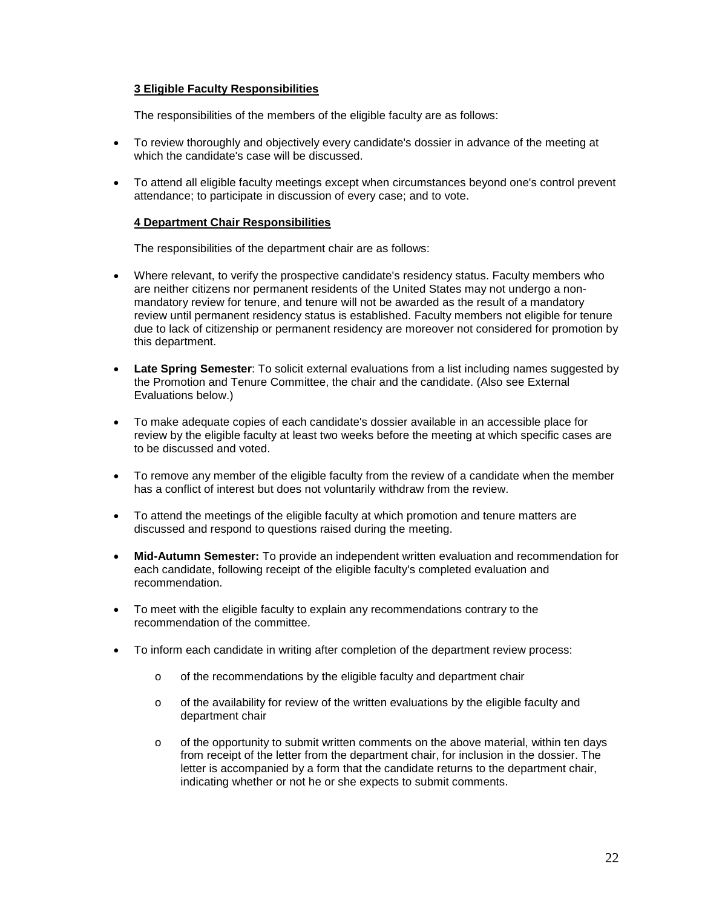**3 Eligible Faculty Responsibilities**

The responsibilities of the members of the eligible faculty are as follows:

- To review thoroughly and objectively every candidate's dossier in advance of the meeting at which the candidate's case will be discussed.
- To attend all eligible faculty meetings except when circumstances beyond one's control prevent attendance; to participate in discussion of every case; and to vote.

**4 Department Chair Responsibilities**

The responsibilities of the department chair are as follows:

- Where relevant, to verify the prospective candidate's residency status. Faculty members who are neither citizens nor permanent residents of the United States may not undergo a non-mandatory review for tenure, and tenure will not be awarded as the result of a mandatory review until permanent residency status is established. Faculty members not eligible for tenure due to lack of citizenship or permanent residency are moreover not considered for promotion by this department.
- **Late Spring Semester**: To solicit external evaluations from a list including names suggested by the Promotion and Tenure Committee, the chair and the candidate. (Also see External Evaluations below.)
- To make adequate copies of each candidate's dossier available in an accessible place for review by the eligible faculty at least two weeks before the meeting at which specific cases are to be discussed and voted.
- To remove any member of the eligible faculty from the review of a candidate when the member has a conflict of interest but does not voluntarily withdraw from the review.
- To attend the meetings of the eligible faculty at which promotion and tenure matters are discussed and respond to questions raised during the meeting.
- **Mid-Autumn Semester:** To provide an independent written evaluation and recommendation for each candidate, following receipt of the eligible faculty's completed evaluation and recommendation.
- To meet with the eligible faculty to explain any recommendations contrary to the recommendation of the committee.
- To inform each candidate in writing after completion of the department review process:
  - of the recommendations by the eligible faculty and department chair
  - of the availability for review of the written evaluations by the eligible faculty and department chair
  - of the opportunity to submit written comments on the above material, within ten days from receipt of the letter from the department chair, for inclusion in the dossier. The letter is accompanied by a form that the candidate returns to the department chair, indicating whether or not he or she expects to submit comments.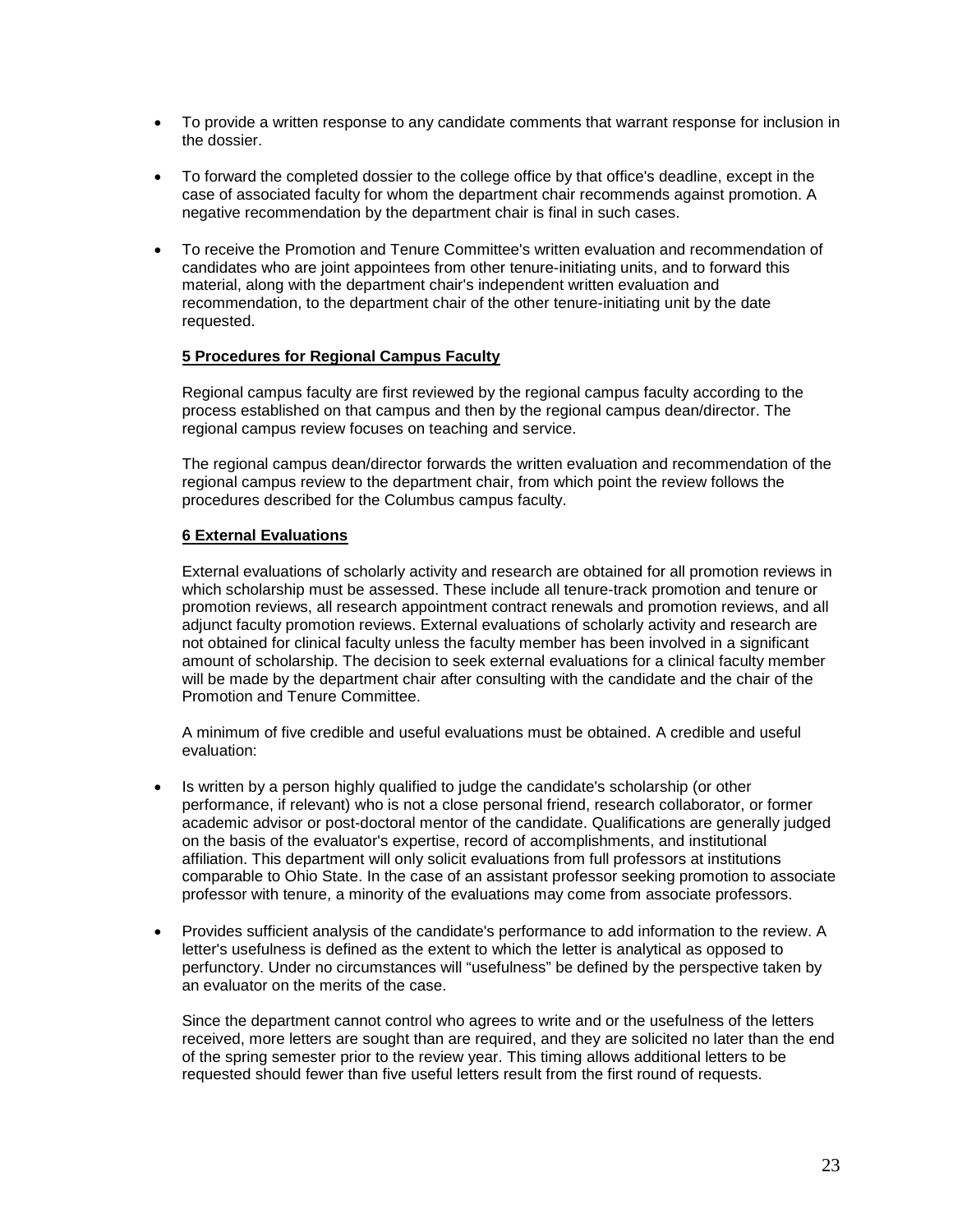- To provide a written response to any candidate comments that warrant response for inclusion in the dossier.

- To forward the completed dossier to the college office by that office's deadline, except in the case of associated faculty for whom the department chair recommends against promotion. A negative recommendation by the department chair is final in such cases.

- To receive the Promotion and Tenure Committee's written evaluation and recommendation of candidates who are joint appointees from other tenure-initiating units, and to forward this material, along with the department chair's independent written evaluation and recommendation, to the department chair of the other tenure-initiating unit by the date requested.

### 5 Procedures for Regional Campus Faculty

Regional campus faculty are first reviewed by the regional campus faculty according to the process established on that campus and then by the regional campus dean/director. The regional campus review focuses on teaching and service.

The regional campus dean/director forwards the written evaluation and recommendation of the regional campus review to the department chair, from which point the review follows the procedures described for the Columbus campus faculty.

### 6 External Evaluations

External evaluations of scholarly activity and research are obtained for all promotion reviews in which scholarship must be assessed. These include all tenure-track promotion and tenure or promotion reviews, all research appointment contract renewals and promotion reviews, and all adjunct faculty promotion reviews. External evaluations of scholarly activity and research are not obtained for clinical faculty unless the faculty member has been involved in a significant amount of scholarship. The decision to seek external evaluations for a clinical faculty member will be made by the department chair after consulting with the candidate and the chair of the Promotion and Tenure Committee.

A minimum of five credible and useful evaluations must be obtained. A credible and useful evaluation:

- Is written by a person highly qualified to judge the candidate's scholarship (or other performance, if relevant) who is not a close personal friend, research collaborator, or former academic advisor or post-doctoral mentor of the candidate. Qualifications are generally judged on the basis of the evaluator's expertise, record of accomplishments, and institutional affiliation. This department will only solicit evaluations from full professors at institutions comparable to Ohio State. In the case of an assistant professor seeking promotion to associate professor with tenure, a minority of the evaluations may come from associate professors.

- Provides sufficient analysis of the candidate's performance to add information to the review. A letter's usefulness is defined as the extent to which the letter is analytical as opposed to perfunctory. Under no circumstances will "usefulness" be defined by the perspective taken by an evaluator on the merits of the case.

Since the department cannot control who agrees to write and or the usefulness of the letters received, more letters are sought than are required, and they are solicited no later than the end of the spring semester prior to the review year. This timing allows additional letters to be requested should fewer than five useful letters result from the first round of requests.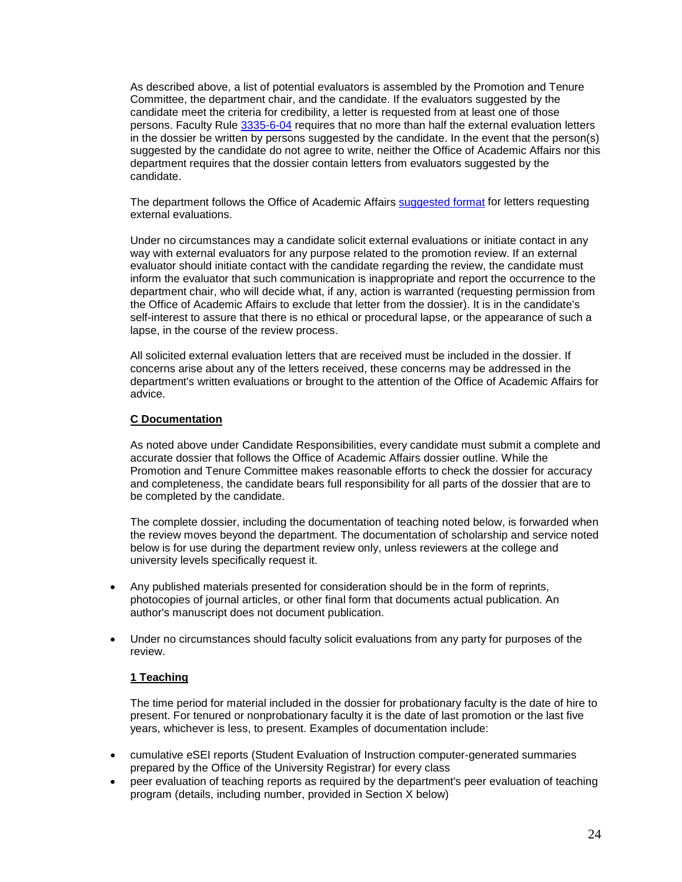As described above, a list of potential evaluators is assembled by the Promotion and Tenure Committee, the department chair, and the candidate. If the evaluators suggested by the candidate meet the criteria for credibility, a letter is requested from at least one of those persons. Faculty Rule [3335-6-04](#) requires that no more than half the external evaluation letters in the dossier be written by persons suggested by the candidate. In the event that the person(s) suggested by the candidate do not agree to write, neither the Office of Academic Affairs nor this department requires that the dossier contain letters from evaluators suggested by the candidate.

The department follows the Office of Academic Affairs [suggested format](#) for letters requesting external evaluations.

Under no circumstances may a candidate solicit external evaluations or initiate contact in any way with external evaluators for any purpose related to the promotion review. If an external evaluator should initiate contact with the candidate regarding the review, the candidate must inform the evaluator that such communication is inappropriate and report the occurrence to the department chair, who will decide what, if any, action is warranted (requesting permission from the Office of Academic Affairs to exclude that letter from the dossier). It is in the candidate's self-interest to assure that there is no ethical or procedural lapse, or the appearance of such a lapse, in the course of the review process.

All solicited external evaluation letters that are received must be included in the dossier. If concerns arise about any of the letters received, these concerns may be addressed in the department's written evaluations or brought to the attention of the Office of Academic Affairs for advice.

### C Documentation

As noted above under Candidate Responsibilities, every candidate must submit a complete and accurate dossier that follows the Office of Academic Affairs dossier outline. While the Promotion and Tenure Committee makes reasonable efforts to check the dossier for accuracy and completeness, the candidate bears full responsibility for all parts of the dossier that are to be completed by the candidate.

The complete dossier, including the documentation of teaching noted below, is forwarded when the review moves beyond the department. The documentation of scholarship and service noted below is for use during the department review only, unless reviewers at the college and university levels specifically request it.

- Any published materials presented for consideration should be in the form of reprints, photocopies of journal articles, or other final form that documents actual publication. An author's manuscript does not document publication.
- Under no circumstances should faculty solicit evaluations from any party for purposes of the review.

#### 1 Teaching

The time period for material included in the dossier for probationary faculty is the date of hire to present. For tenured or nonprobationary faculty it is the date of last promotion or the last five years, whichever is less, to present. Examples of documentation include:

- cumulative eSEI reports (Student Evaluation of Instruction computer-generated summaries prepared by the Office of the University Registrar) for every class
- peer evaluation of teaching reports as required by the department's peer evaluation of teaching program (details, including number, provided in Section X below)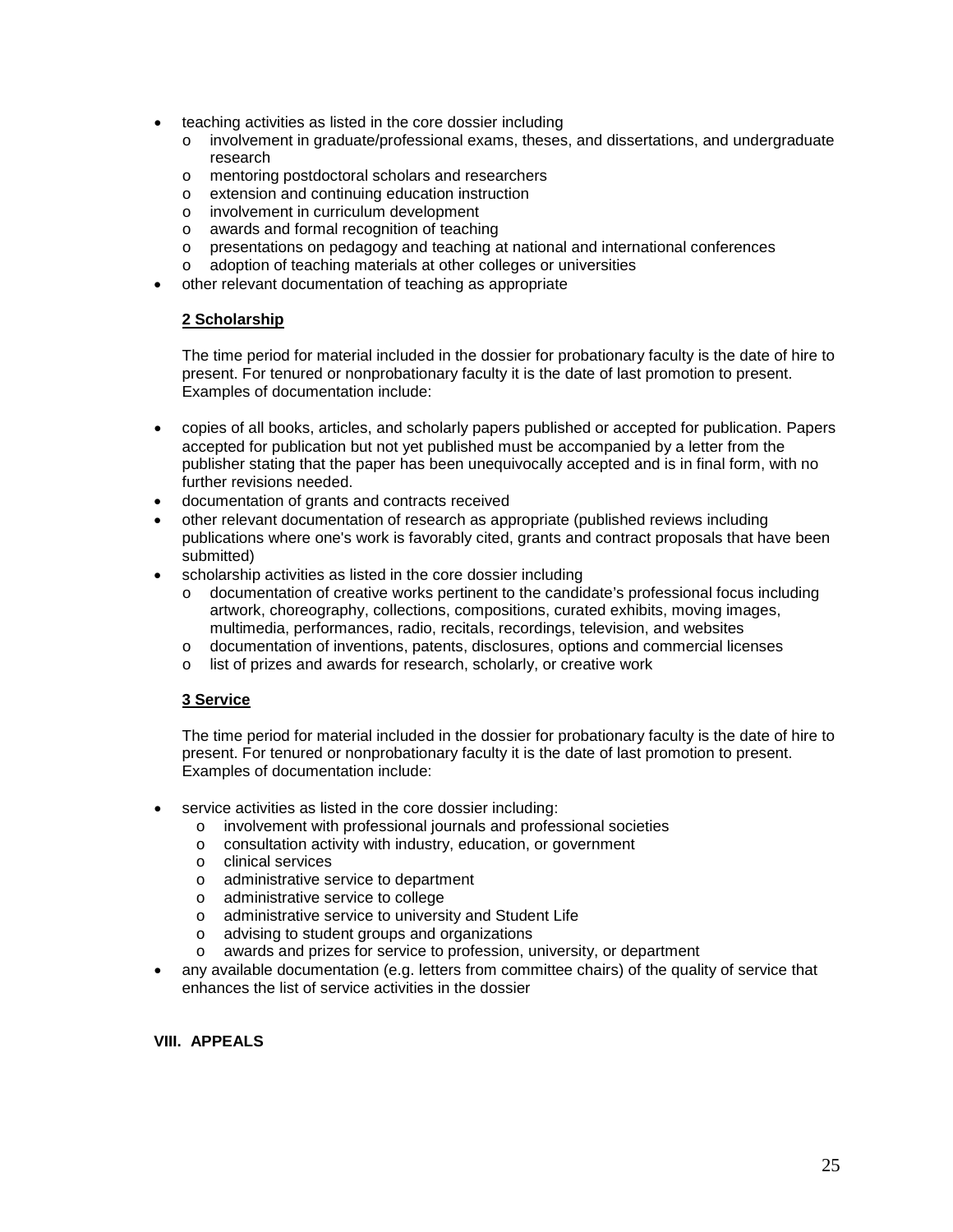- teaching activities as listed in the core dossier including
  - involvement in graduate/professional exams, theses, and dissertations, and undergraduate research
  - mentoring postdoctoral scholars and researchers
  - extension and continuing education instruction
  - involvement in curriculum development
  - awards and formal recognition of teaching
  - presentations on pedagogy and teaching at national and international conferences
  - adoption of teaching materials at other colleges or universities
- other relevant documentation of teaching as appropriate

**2 Scholarship**

The time period for material included in the dossier for probationary faculty is the date of hire to present. For tenured or nonprobationary faculty it is the date of last promotion to present. Examples of documentation include:

- copies of all books, articles, and scholarly papers published or accepted for publication. Papers accepted for publication but not yet published must be accompanied by a letter from the publisher stating that the paper has been unequivocally accepted and is in final form, with no further revisions needed.
- documentation of grants and contracts received
- other relevant documentation of research as appropriate (published reviews including publications where one's work is favorably cited, grants and contract proposals that have been submitted)
- scholarship activities as listed in the core dossier including
  - documentation of creative works pertinent to the candidate's professional focus including artwork, choreography, collections, compositions, curated exhibits, moving images, multimedia, performances, radio, recitals, recordings, television, and websites
  - documentation of inventions, patents, disclosures, options and commercial licenses
  - list of prizes and awards for research, scholarly, or creative work

**3 Service**

The time period for material included in the dossier for probationary faculty is the date of hire to present. For tenured or nonprobationary faculty it is the date of last promotion to present. Examples of documentation include:

- service activities as listed in the core dossier including:
  - involvement with professional journals and professional societies
  - consultation activity with industry, education, or government
  - clinical services
  - administrative service to department
  - administrative service to college
  - administrative service to university and Student Life
  - advising to student groups and organizations
  - awards and prizes for service to profession, university, or department
- any available documentation (e.g. letters from committee chairs) of the quality of service that enhances the list of service activities in the dossier

## VIII. APPEALS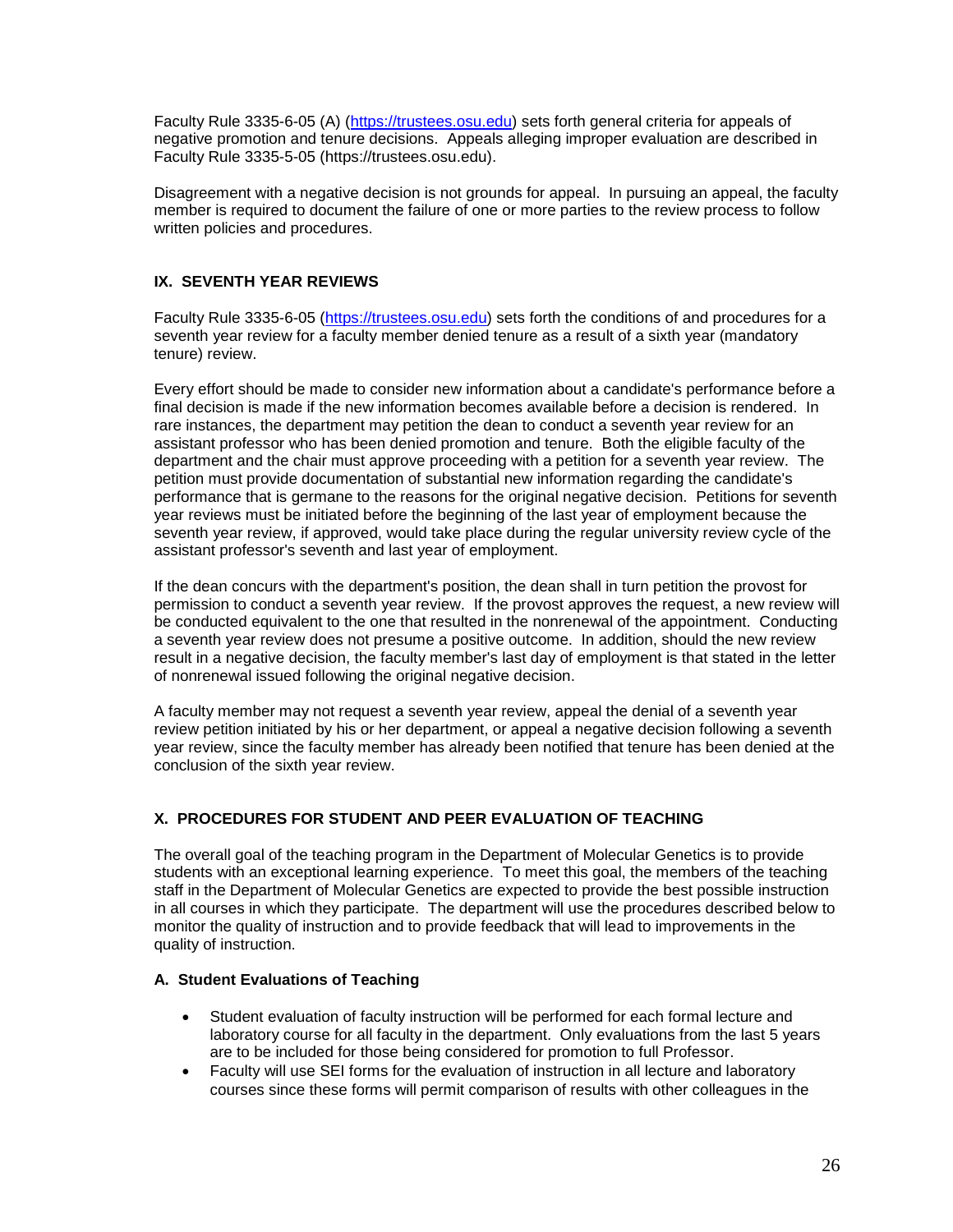Faculty Rule 3335-6-05 (A) (https://trustees.osu.edu) sets forth general criteria for appeals of negative promotion and tenure decisions. Appeals alleging improper evaluation are described in Faculty Rule 3335-5-05 (https://trustees.osu.edu).

Disagreement with a negative decision is not grounds for appeal. In pursuing an appeal, the faculty member is required to document the failure of one or more parties to the review process to follow written policies and procedures.

## IX. SEVENTH YEAR REVIEWS

Faculty Rule 3335-6-05 (https://trustees.osu.edu) sets forth the conditions of and procedures for a seventh year review for a faculty member denied tenure as a result of a sixth year (mandatory tenure) review.

Every effort should be made to consider new information about a candidate's performance before a final decision is made if the new information becomes available before a decision is rendered. In rare instances, the department may petition the dean to conduct a seventh year review for an assistant professor who has been denied promotion and tenure. Both the eligible faculty of the department and the chair must approve proceeding with a petition for a seventh year review. The petition must provide documentation of substantial new information regarding the candidate's performance that is germane to the reasons for the original negative decision. Petitions for seventh year reviews must be initiated before the beginning of the last year of employment because the seventh year review, if approved, would take place during the regular university review cycle of the assistant professor's seventh and last year of employment.

If the dean concurs with the department's position, the dean shall in turn petition the provost for permission to conduct a seventh year review. If the provost approves the request, a new review will be conducted equivalent to the one that resulted in the nonrenewal of the appointment. Conducting a seventh year review does not presume a positive outcome. In addition, should the new review result in a negative decision, the faculty member's last day of employment is that stated in the letter of nonrenewal issued following the original negative decision.

A faculty member may not request a seventh year review, appeal the denial of a seventh year review petition initiated by his or her department, or appeal a negative decision following a seventh year review, since the faculty member has already been notified that tenure has been denied at the conclusion of the sixth year review.

## X. PROCEDURES FOR STUDENT AND PEER EVALUATION OF TEACHING

The overall goal of the teaching program in the Department of Molecular Genetics is to provide students with an exceptional learning experience. To meet this goal, the members of the teaching staff in the Department of Molecular Genetics are expected to provide the best possible instruction in all courses in which they participate. The department will use the procedures described below to monitor the quality of instruction and to provide feedback that will lead to improvements in the quality of instruction.

### A. Student Evaluations of Teaching

- Student evaluation of faculty instruction will be performed for each formal lecture and laboratory course for all faculty in the department. Only evaluations from the last 5 years are to be included for those being considered for promotion to full Professor.
- Faculty will use SEI forms for the evaluation of instruction in all lecture and laboratory courses since these forms will permit comparison of results with other colleagues in the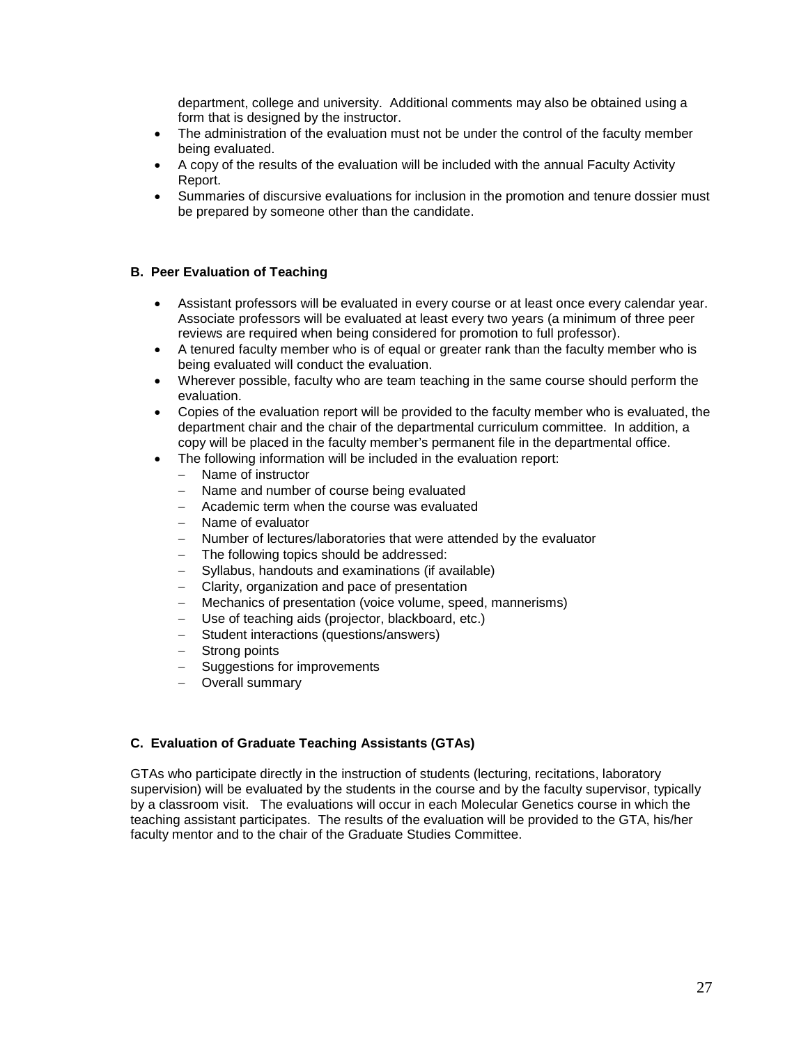department, college and university. Additional comments may also be obtained using a form that is designed by the instructor.

- The administration of the evaluation must not be under the control of the faculty member being evaluated.
- A copy of the results of the evaluation will be included with the annual Faculty Activity Report.
- Summaries of discursive evaluations for inclusion in the promotion and tenure dossier must be prepared by someone other than the candidate.

### B. Peer Evaluation of Teaching

- Assistant professors will be evaluated in every course or at least once every calendar year. Associate professors will be evaluated at least every two years (a minimum of three peer reviews are required when being considered for promotion to full professor).
- A tenured faculty member who is of equal or greater rank than the faculty member who is being evaluated will conduct the evaluation.
- Wherever possible, faculty who are team teaching in the same course should perform the evaluation.
- Copies of the evaluation report will be provided to the faculty member who is evaluated, the department chair and the chair of the departmental curriculum committee. In addition, a copy will be placed in the faculty member's permanent file in the departmental office.
- The following information will be included in the evaluation report:
  - Name of instructor
  - Name and number of course being evaluated
  - Academic term when the course was evaluated
  - Name of evaluator
  - Number of lectures/laboratories that were attended by the evaluator
  - The following topics should be addressed:
  - Syllabus, handouts and examinations (if available)
  - Clarity, organization and pace of presentation
  - Mechanics of presentation (voice volume, speed, mannerisms)
  - Use of teaching aids (projector, blackboard, etc.)
  - Student interactions (questions/answers)
  - Strong points
  - Suggestions for improvements
  - Overall summary

### C. Evaluation of Graduate Teaching Assistants (GTAs)

GTAs who participate directly in the instruction of students (lecturing, recitations, laboratory supervision) will be evaluated by the students in the course and by the faculty supervisor, typically by a classroom visit. The evaluations will occur in each Molecular Genetics course in which the teaching assistant participates. The results of the evaluation will be provided to the GTA, his/her faculty mentor and to the chair of the Graduate Studies Committee.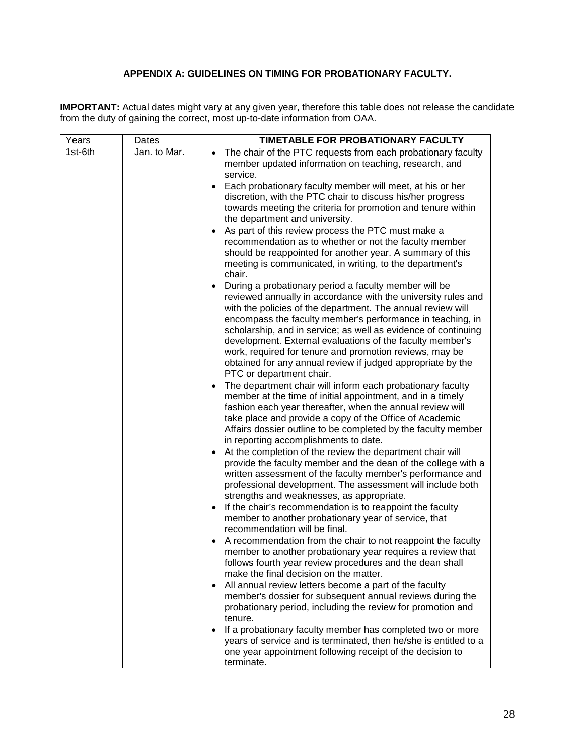### APPENDIX A: GUIDELINES ON TIMING FOR PROBATIONARY FACULTY.

**IMPORTANT:** Actual dates might vary at any given year, therefore this table does not release the candidate from the duty of gaining the correct, most up-to-date information from OAA.

| Years | Dates | TIMETABLE FOR PROBATIONARY FACULTY |
|---|---|---|
| 1st-6th | Jan. to Mar. | • The chair of the PTC requests from each probationary faculty member updated information on teaching, research, and service.<br>• Each probationary faculty member will meet, at his or her discretion, with the PTC chair to discuss his/her progress towards meeting the criteria for promotion and tenure within the department and university.<br>• As part of this review process the PTC must make a recommendation as to whether or not the faculty member should be reappointed for another year. A summary of this meeting is communicated, in writing, to the department's chair.<br>• During a probationary period a faculty member will be reviewed annually in accordance with the university rules and with the policies of the department. The annual review will encompass the faculty member's performance in teaching, in scholarship, and in service; as well as evidence of continuing development. External evaluations of the faculty member's work, required for tenure and promotion reviews, may be obtained for any annual review if judged appropriate by the PTC or department chair.<br>• The department chair will inform each probationary faculty member at the time of initial appointment, and in a timely fashion each year thereafter, when the annual review will take place and provide a copy of the Office of Academic Affairs dossier outline to be completed by the faculty member in reporting accomplishments to date.<br>• At the completion of the review the department chair will provide the faculty member and the dean of the college with a written assessment of the faculty member's performance and professional development. The assessment will include both strengths and weaknesses, as appropriate.<br>• If the chair's recommendation is to reappoint the faculty member to another probationary year of service, that recommendation will be final.<br>• A recommendation from the chair to not reappoint the faculty member to another probationary year requires a review that follows fourth year review procedures and the dean shall make the final decision on the matter.<br>• All annual review letters become a part of the faculty member's dossier for subsequent annual reviews during the probationary period, including the review for promotion and tenure.<br>• If a probationary faculty member has completed two or more years of service and is terminated, then he/she is entitled to a one year appointment following receipt of the decision to terminate. |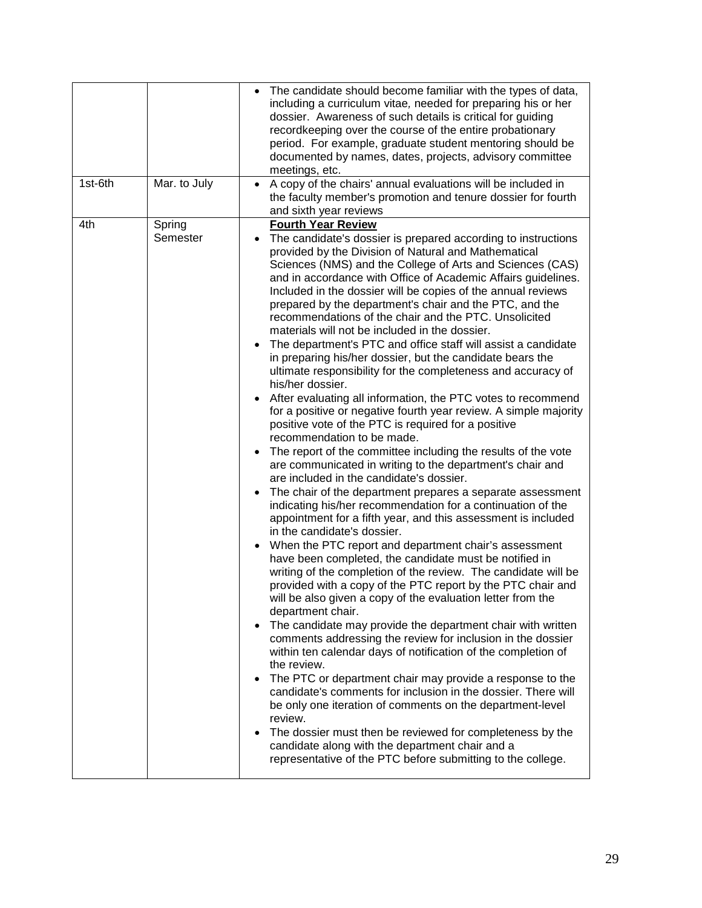| | | |
|---|---|---|
| | | • The candidate should become familiar with the types of data, including a curriculum vitae, needed for preparing his or her dossier. Awareness of such details is critical for guiding recordkeeping over the course of the entire probationary period. For example, graduate student mentoring should be documented by names, dates, projects, advisory committee meetings, etc. |
| 1st-6th | Mar. to July | • A copy of the chairs' annual evaluations will be included in the faculty member's promotion and tenure dossier for fourth and sixth year reviews |
| 4th | Spring Semester | **<u>Fourth Year Review</u>**<br>• The candidate's dossier is prepared according to instructions provided by the Division of Natural and Mathematical Sciences (NMS) and the College of Arts and Sciences (CAS) and in accordance with Office of Academic Affairs guidelines. Included in the dossier will be copies of the annual reviews prepared by the department's chair and the PTC, and the recommendations of the chair and the PTC. Unsolicited materials will not be included in the dossier.<br>• The department's PTC and office staff will assist a candidate in preparing his/her dossier, but the candidate bears the ultimate responsibility for the completeness and accuracy of his/her dossier.<br>• After evaluating all information, the PTC votes to recommend for a positive or negative fourth year review. A simple majority positive vote of the PTC is required for a positive recommendation to be made.<br>• The report of the committee including the results of the vote are communicated in writing to the department's chair and are included in the candidate's dossier.<br>• The chair of the department prepares a separate assessment indicating his/her recommendation for a continuation of the appointment for a fifth year, and this assessment is included in the candidate's dossier.<br>• When the PTC report and department chair's assessment have been completed, the candidate must be notified in writing of the completion of the review. The candidate will be provided with a copy of the PTC report by the PTC chair and will be also given a copy of the evaluation letter from the department chair.<br>• The candidate may provide the department chair with written comments addressing the review for inclusion in the dossier within ten calendar days of notification of the completion of the review.<br>• The PTC or department chair may provide a response to the candidate's comments for inclusion in the dossier. There will be only one iteration of comments on the department-level review.<br>• The dossier must then be reviewed for completeness by the candidate along with the department chair and a representative of the PTC before submitting to the college. |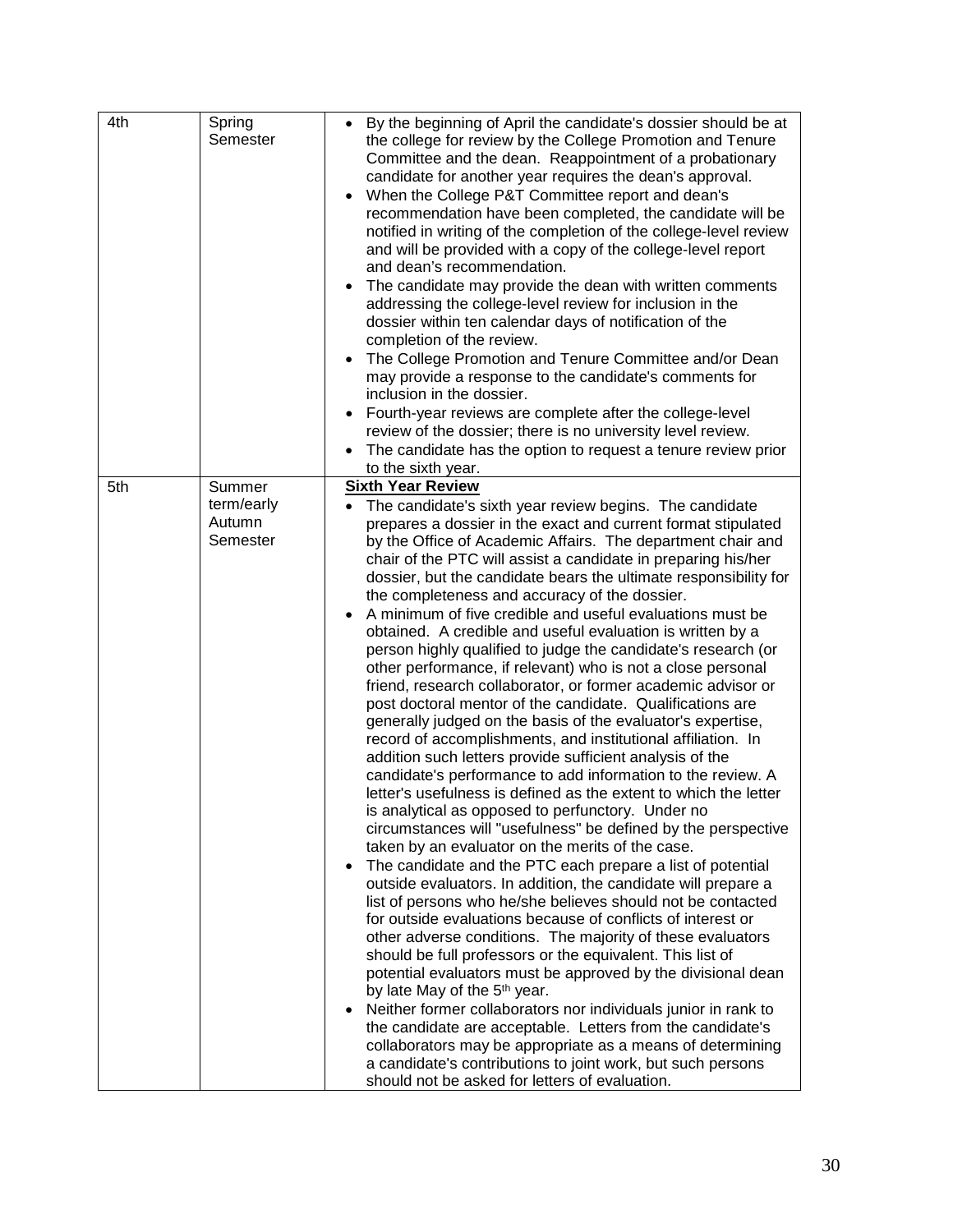| | | |
|---|---|---|
| 4th | Spring Semester | • By the beginning of April the candidate's dossier should be at the college for review by the College Promotion and Tenure Committee and the dean. Reappointment of a probationary candidate for another year requires the dean's approval.<br>• When the College P&T Committee report and dean's recommendation have been completed, the candidate will be notified in writing of the completion of the college-level review and will be provided with a copy of the college-level report and dean's recommendation.<br>• The candidate may provide the dean with written comments addressing the college-level review for inclusion in the dossier within ten calendar days of notification of the completion of the review.<br>• The College Promotion and Tenure Committee and/or Dean may provide a response to the candidate's comments for inclusion in the dossier.<br>• Fourth-year reviews are complete after the college-level review of the dossier; there is no university level review.<br>• The candidate has the option to request a tenure review prior to the sixth year. |
| 5th | Summer term/early Autumn Semester | **<u>Sixth Year Review</u>**<br>• The candidate's sixth year review begins. The candidate prepares a dossier in the exact and current format stipulated by the Office of Academic Affairs. The department chair and chair of the PTC will assist a candidate in preparing his/her dossier, but the candidate bears the ultimate responsibility for the completeness and accuracy of the dossier.<br>• A minimum of five credible and useful evaluations must be obtained. A credible and useful evaluation is written by a person highly qualified to judge the candidate's research (or other performance, if relevant) who is not a close personal friend, research collaborator, or former academic advisor or post doctoral mentor of the candidate. Qualifications are generally judged on the basis of the evaluator's expertise, record of accomplishments, and institutional affiliation. In addition such letters provide sufficient analysis of the candidate's performance to add information to the review. A letter's usefulness is defined as the extent to which the letter is analytical as opposed to perfunctory. Under no circumstances will "usefulness" be defined by the perspective taken by an evaluator on the merits of the case.<br>• The candidate and the PTC each prepare a list of potential outside evaluators. In addition, the candidate will prepare a list of persons who he/she believes should not be contacted for outside evaluations because of conflicts of interest or other adverse conditions. The majority of these evaluators should be full professors or the equivalent. This list of potential evaluators must be approved by the divisional dean by late May of the 5th year.<br>• Neither former collaborators nor individuals junior in rank to the candidate are acceptable. Letters from the candidate's collaborators may be appropriate as a means of determining a candidate's contributions to joint work, but such persons should not be asked for letters of evaluation. |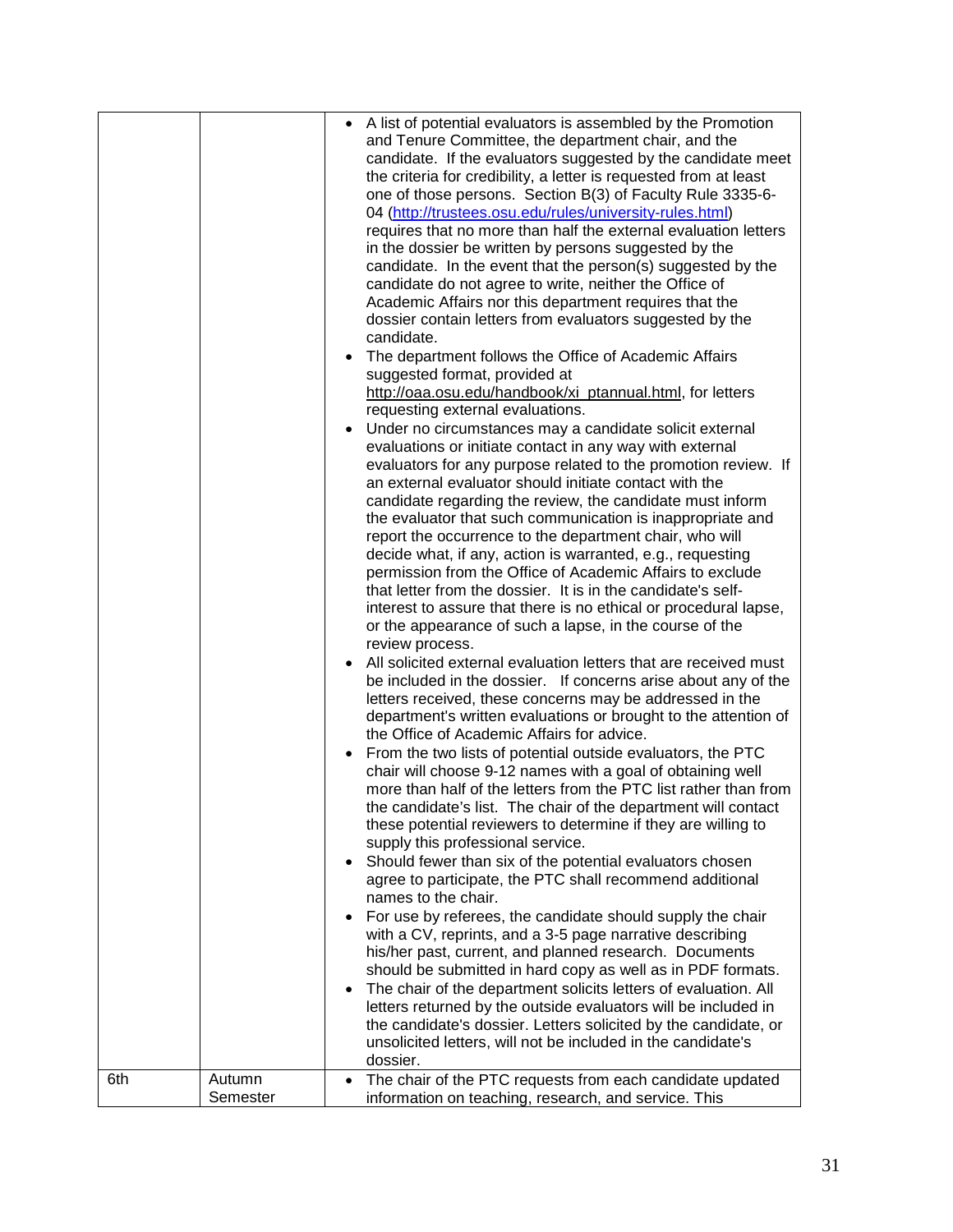| | | |
|---|---|---|
| | | • A list of potential evaluators is assembled by the Promotion and Tenure Committee, the department chair, and the candidate. If the evaluators suggested by the candidate meet the criteria for credibility, a letter is requested from at least one of those persons. Section B(3) of Faculty Rule 3335-6-04 ([http://trustees.osu.edu/rules/university-rules.html](http://trustees.osu.edu/rules/university-rules.html)) requires that no more than half the external evaluation letters in the dossier be written by persons suggested by the candidate. In the event that the person(s) suggested by the candidate do not agree to write, neither the Office of Academic Affairs nor this department requires that the dossier contain letters from evaluators suggested by the candidate.<br>• The department follows the Office of Academic Affairs suggested format, provided at http://oaa.osu.edu/handbook/xi_ptannual.html, for letters requesting external evaluations.<br>• Under no circumstances may a candidate solicit external evaluations or initiate contact in any way with external evaluators for any purpose related to the promotion review. If an external evaluator should initiate contact with the candidate regarding the review, the candidate must inform the evaluator that such communication is inappropriate and report the occurrence to the department chair, who will decide what, if any, action is warranted, e.g., requesting permission from the Office of Academic Affairs to exclude that letter from the dossier. It is in the candidate's self-interest to assure that there is no ethical or procedural lapse, or the appearance of such a lapse, in the course of the review process.<br>• All solicited external evaluation letters that are received must be included in the dossier. If concerns arise about any of the letters received, these concerns may be addressed in the department's written evaluations or brought to the attention of the Office of Academic Affairs for advice.<br>• From the two lists of potential outside evaluators, the PTC chair will choose 9-12 names with a goal of obtaining well more than half of the letters from the PTC list rather than from the candidate's list. The chair of the department will contact these potential reviewers to determine if they are willing to supply this professional service.<br>• Should fewer than six of the potential evaluators chosen agree to participate, the PTC shall recommend additional names to the chair.<br>• For use by referees, the candidate should supply the chair with a CV, reprints, and a 3-5 page narrative describing his/her past, current, and planned research. Documents should be submitted in hard copy as well as in PDF formats.<br>• The chair of the department solicits letters of evaluation. All letters returned by the outside evaluators will be included in the candidate's dossier. Letters solicited by the candidate, or unsolicited letters, will not be included in the candidate's dossier. |
| 6th | Autumn Semester | • The chair of the PTC requests from each candidate updated information on teaching, research, and service. This |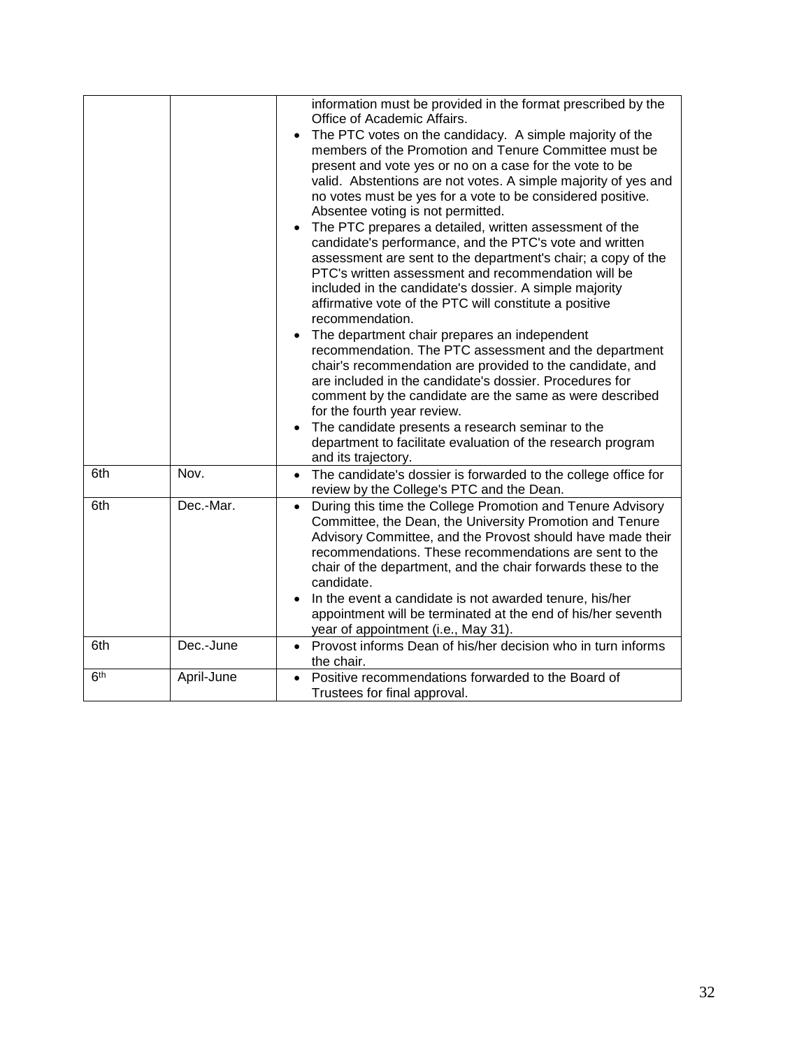| | | |
|---|---|---|
| | | information must be provided in the format prescribed by the Office of Academic Affairs.<br>• The PTC votes on the candidacy. A simple majority of the members of the Promotion and Tenure Committee must be present and vote yes or no on a case for the vote to be valid. Abstentions are not votes. A simple majority of yes and no votes must be yes for a vote to be considered positive. Absentee voting is not permitted.<br>• The PTC prepares a detailed, written assessment of the candidate's performance, and the PTC's vote and written assessment are sent to the department's chair; a copy of the PTC's written assessment and recommendation will be included in the candidate's dossier. A simple majority affirmative vote of the PTC will constitute a positive recommendation.<br>• The department chair prepares an independent recommendation. The PTC assessment and the department chair's recommendation are provided to the candidate, and are included in the candidate's dossier. Procedures for comment by the candidate are the same as were described for the fourth year review.<br>• The candidate presents a research seminar to the department to facilitate evaluation of the research program and its trajectory. |
| 6th | Nov. | • The candidate's dossier is forwarded to the college office for review by the College's PTC and the Dean. |
| 6th | Dec.-Mar. | • During this time the College Promotion and Tenure Advisory Committee, the Dean, the University Promotion and Tenure Advisory Committee, and the Provost should have made their recommendations. These recommendations are sent to the chair of the department, and the chair forwards these to the candidate.<br>• In the event a candidate is not awarded tenure, his/her appointment will be terminated at the end of his/her seventh year of appointment (i.e., May 31). |
| 6th | Dec.-June | • Provost informs Dean of his/her decision who in turn informs the chair. |
| 6th | April-June | • Positive recommendations forwarded to the Board of Trustees for final approval. |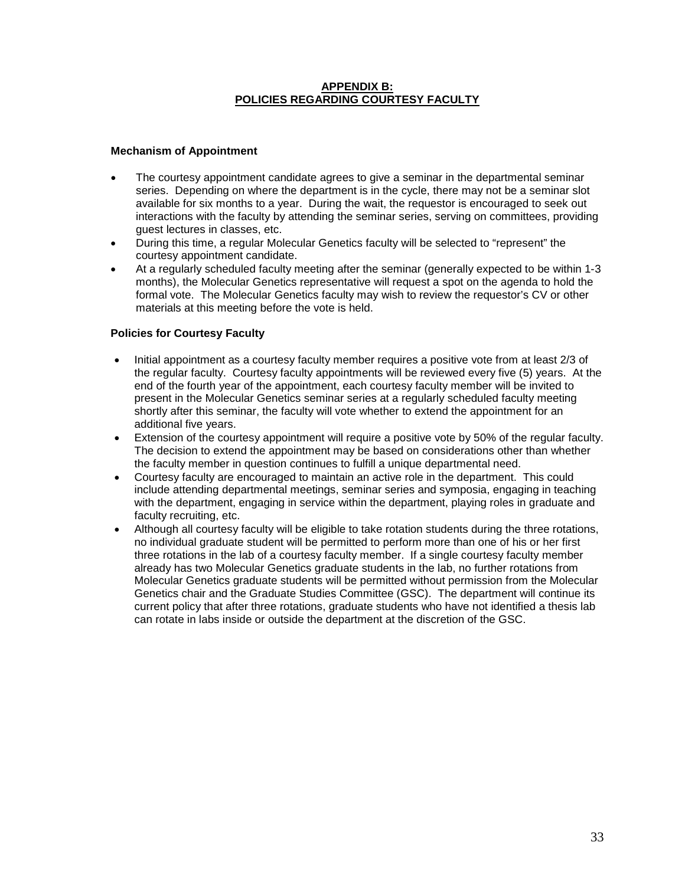## APPENDIX B:
## POLICIES REGARDING COURTESY FACULTY

### Mechanism of Appointment

- The courtesy appointment candidate agrees to give a seminar in the departmental seminar series. Depending on where the department is in the cycle, there may not be a seminar slot available for six months to a year. During the wait, the requestor is encouraged to seek out interactions with the faculty by attending the seminar series, serving on committees, providing guest lectures in classes, etc.
- During this time, a regular Molecular Genetics faculty will be selected to "represent" the courtesy appointment candidate.
- At a regularly scheduled faculty meeting after the seminar (generally expected to be within 1-3 months), the Molecular Genetics representative will request a spot on the agenda to hold the formal vote. The Molecular Genetics faculty may wish to review the requestor's CV or other materials at this meeting before the vote is held.

### Policies for Courtesy Faculty

- Initial appointment as a courtesy faculty member requires a positive vote from at least 2/3 of the regular faculty. Courtesy faculty appointments will be reviewed every five (5) years. At the end of the fourth year of the appointment, each courtesy faculty member will be invited to present in the Molecular Genetics seminar series at a regularly scheduled faculty meeting shortly after this seminar, the faculty will vote whether to extend the appointment for an additional five years.
- Extension of the courtesy appointment will require a positive vote by 50% of the regular faculty. The decision to extend the appointment may be based on considerations other than whether the faculty member in question continues to fulfill a unique departmental need.
- Courtesy faculty are encouraged to maintain an active role in the department. This could include attending departmental meetings, seminar series and symposia, engaging in teaching with the department, engaging in service within the department, playing roles in graduate and faculty recruiting, etc.
- Although all courtesy faculty will be eligible to take rotation students during the three rotations, no individual graduate student will be permitted to perform more than one of his or her first three rotations in the lab of a courtesy faculty member. If a single courtesy faculty member already has two Molecular Genetics graduate students in the lab, no further rotations from Molecular Genetics graduate students will be permitted without permission from the Molecular Genetics chair and the Graduate Studies Committee (GSC). The department will continue its current policy that after three rotations, graduate students who have not identified a thesis lab can rotate in labs inside or outside the department at the discretion of the GSC.